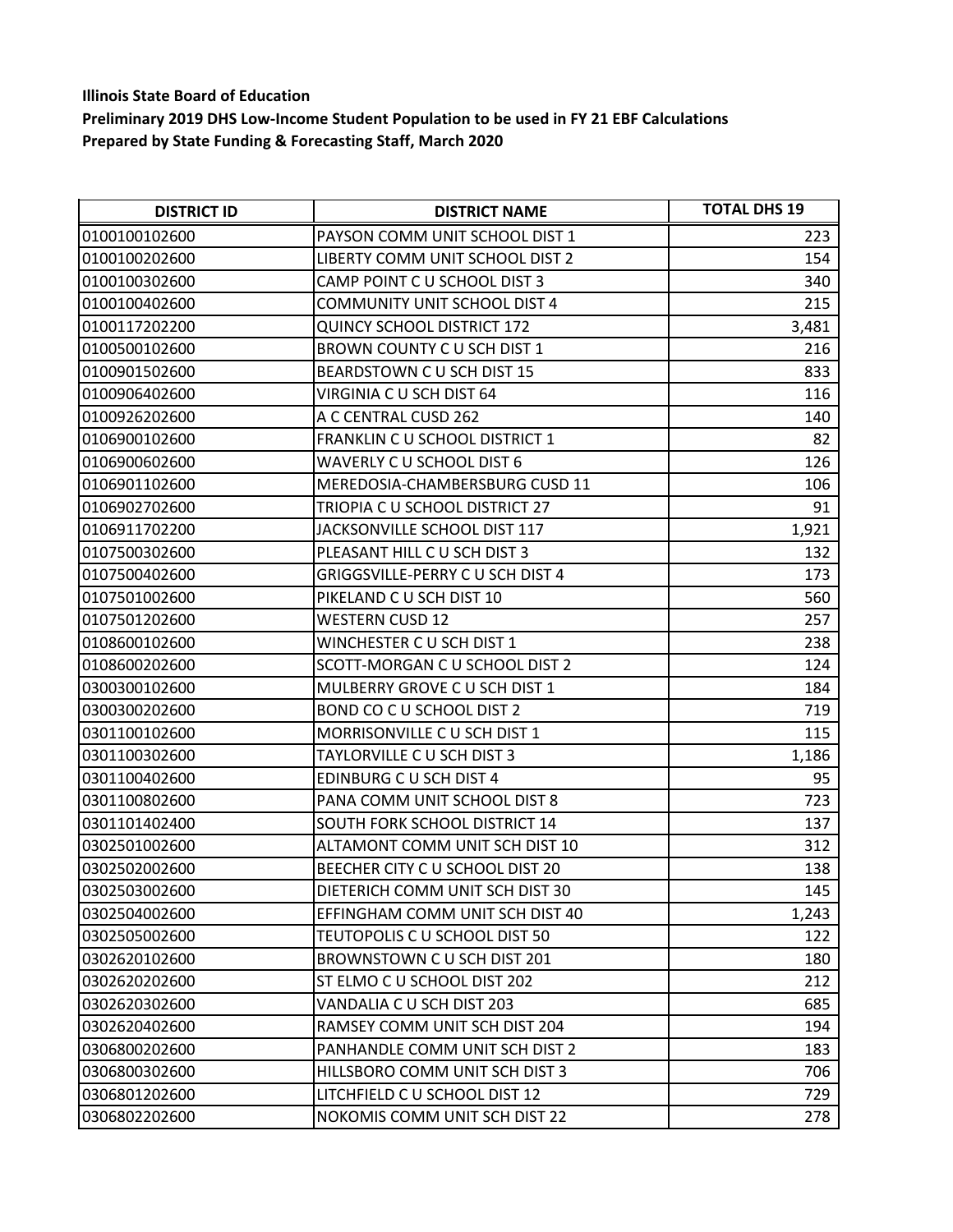**Illinois State Board of Education**

**Preliminary 2019 DHS Low-Income Student Population to be used in FY 21 EBF Calculations**

**Prepared by State Funding & Forecasting Staff, March 2020**

| DISTRICT ID | DISTRICT NAME | TOTAL DHS 19 |
|---|---|---|
| 0100100102600 | PAYSON COMM UNIT SCHOOL DIST 1 | 223 |
| 0100100202600 | LIBERTY COMM UNIT SCHOOL DIST 2 | 154 |
| 0100100302600 | CAMP POINT C U SCHOOL DIST 3 | 340 |
| 0100100402600 | COMMUNITY UNIT SCHOOL DIST 4 | 215 |
| 0100117202200 | QUINCY SCHOOL DISTRICT 172 | 3,481 |
| 0100500102600 | BROWN COUNTY C U SCH DIST 1 | 216 |
| 0100901502600 | BEARDSTOWN C U SCH DIST 15 | 833 |
| 0100906402600 | VIRGINIA C U SCH DIST 64 | 116 |
| 0100926202600 | A C CENTRAL CUSD 262 | 140 |
| 0106900102600 | FRANKLIN C U SCHOOL DISTRICT 1 | 82 |
| 0106900602600 | WAVERLY C U SCHOOL DIST 6 | 126 |
| 0106901102600 | MEREDOSIA-CHAMBERSBURG CUSD 11 | 106 |
| 0106902702600 | TRIOPIA C U SCHOOL DISTRICT 27 | 91 |
| 0106911702200 | JACKSONVILLE SCHOOL DIST 117 | 1,921 |
| 0107500302600 | PLEASANT HILL C U SCH DIST 3 | 132 |
| 0107500402600 | GRIGGSVILLE-PERRY C U SCH DIST 4 | 173 |
| 0107501002600 | PIKELAND C U SCH DIST 10 | 560 |
| 0107501202600 | WESTERN CUSD 12 | 257 |
| 0108600102600 | WINCHESTER C U SCH DIST 1 | 238 |
| 0108600202600 | SCOTT-MORGAN C U SCHOOL DIST 2 | 124 |
| 0300300102600 | MULBERRY GROVE C U SCH DIST 1 | 184 |
| 0300300202600 | BOND CO C U SCHOOL DIST 2 | 719 |
| 0301100102600 | MORRISONVILLE C U SCH DIST 1 | 115 |
| 0301100302600 | TAYLORVILLE C U SCH DIST 3 | 1,186 |
| 0301100402600 | EDINBURG C U SCH DIST 4 | 95 |
| 0301100802600 | PANA COMM UNIT SCHOOL DIST 8 | 723 |
| 0301101402400 | SOUTH FORK SCHOOL DISTRICT 14 | 137 |
| 0302501002600 | ALTAMONT COMM UNIT SCH DIST 10 | 312 |
| 0302502002600 | BEECHER CITY C U SCHOOL DIST 20 | 138 |
| 0302503002600 | DIETERICH COMM UNIT SCH DIST 30 | 145 |
| 0302504002600 | EFFINGHAM COMM UNIT SCH DIST 40 | 1,243 |
| 0302505002600 | TEUTOPOLIS C U SCHOOL DIST 50 | 122 |
| 0302620102600 | BROWNSTOWN C U SCH DIST 201 | 180 |
| 0302620202600 | ST ELMO C U SCHOOL DIST 202 | 212 |
| 0302620302600 | VANDALIA C U SCH DIST 203 | 685 |
| 0302620402600 | RAMSEY COMM UNIT SCH DIST 204 | 194 |
| 0306800202600 | PANHANDLE COMM UNIT SCH DIST 2 | 183 |
| 0306800302600 | HILLSBORO COMM UNIT SCH DIST 3 | 706 |
| 0306801202600 | LITCHFIELD C U SCHOOL DIST 12 | 729 |
| 0306802202600 | NOKOMIS COMM UNIT SCH DIST 22 | 278 |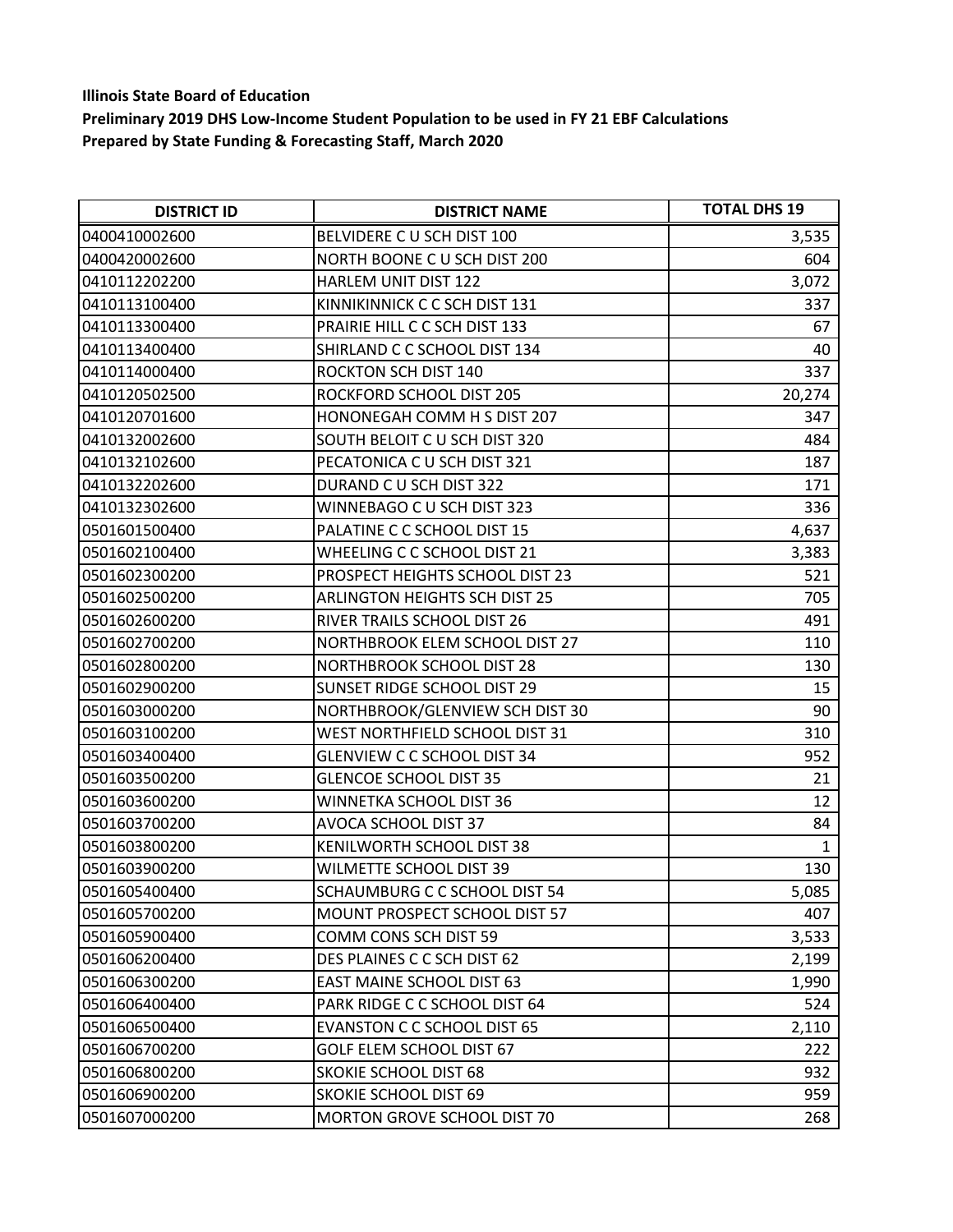**Illinois State Board of Education**
**Preliminary 2019 DHS Low-Income Student Population to be used in FY 21 EBF Calculations**
**Prepared by State Funding & Forecasting Staff, March 2020**

| DISTRICT ID | DISTRICT NAME | TOTAL DHS 19 |
|---|---|---|
| 0400410002600 | BELVIDERE C U SCH DIST 100 | 3,535 |
| 0400420002600 | NORTH BOONE C U SCH DIST 200 | 604 |
| 0410112202200 | HARLEM UNIT DIST 122 | 3,072 |
| 0410113100400 | KINNIKINNICK C C SCH DIST 131 | 337 |
| 0410113300400 | PRAIRIE HILL C C SCH DIST 133 | 67 |
| 0410113400400 | SHIRLAND C C SCHOOL DIST 134 | 40 |
| 0410114000400 | ROCKTON SCH DIST 140 | 337 |
| 0410120502500 | ROCKFORD SCHOOL DIST 205 | 20,274 |
| 0410120701600 | HONONEGAH COMM H S DIST 207 | 347 |
| 0410132002600 | SOUTH BELOIT C U SCH DIST 320 | 484 |
| 0410132102600 | PECATONICA C U SCH DIST 321 | 187 |
| 0410132202600 | DURAND C U SCH DIST 322 | 171 |
| 0410132302600 | WINNEBAGO C U SCH DIST 323 | 336 |
| 0501601500400 | PALATINE C C SCHOOL DIST 15 | 4,637 |
| 0501602100400 | WHEELING C C SCHOOL DIST 21 | 3,383 |
| 0501602300200 | PROSPECT HEIGHTS SCHOOL DIST 23 | 521 |
| 0501602500200 | ARLINGTON HEIGHTS SCH DIST 25 | 705 |
| 0501602600200 | RIVER TRAILS SCHOOL DIST 26 | 491 |
| 0501602700200 | NORTHBROOK ELEM SCHOOL DIST 27 | 110 |
| 0501602800200 | NORTHBROOK SCHOOL DIST 28 | 130 |
| 0501602900200 | SUNSET RIDGE SCHOOL DIST 29 | 15 |
| 0501603000200 | NORTHBROOK/GLENVIEW SCH DIST 30 | 90 |
| 0501603100200 | WEST NORTHFIELD SCHOOL DIST 31 | 310 |
| 0501603400400 | GLENVIEW C C SCHOOL DIST 34 | 952 |
| 0501603500200 | GLENCOE SCHOOL DIST 35 | 21 |
| 0501603600200 | WINNETKA SCHOOL DIST 36 | 12 |
| 0501603700200 | AVOCA SCHOOL DIST 37 | 84 |
| 0501603800200 | KENILWORTH SCHOOL DIST 38 | 1 |
| 0501603900200 | WILMETTE SCHOOL DIST 39 | 130 |
| 0501605400400 | SCHAUMBURG C C SCHOOL DIST 54 | 5,085 |
| 0501605700200 | MOUNT PROSPECT SCHOOL DIST 57 | 407 |
| 0501605900400 | COMM CONS SCH DIST 59 | 3,533 |
| 0501606200400 | DES PLAINES C C SCH DIST 62 | 2,199 |
| 0501606300200 | EAST MAINE SCHOOL DIST 63 | 1,990 |
| 0501606400400 | PARK RIDGE C C SCHOOL DIST 64 | 524 |
| 0501606500400 | EVANSTON C C SCHOOL DIST 65 | 2,110 |
| 0501606700200 | GOLF ELEM SCHOOL DIST 67 | 222 |
| 0501606800200 | SKOKIE SCHOOL DIST 68 | 932 |
| 0501606900200 | SKOKIE SCHOOL DIST 69 | 959 |
| 0501607000200 | MORTON GROVE SCHOOL DIST 70 | 268 |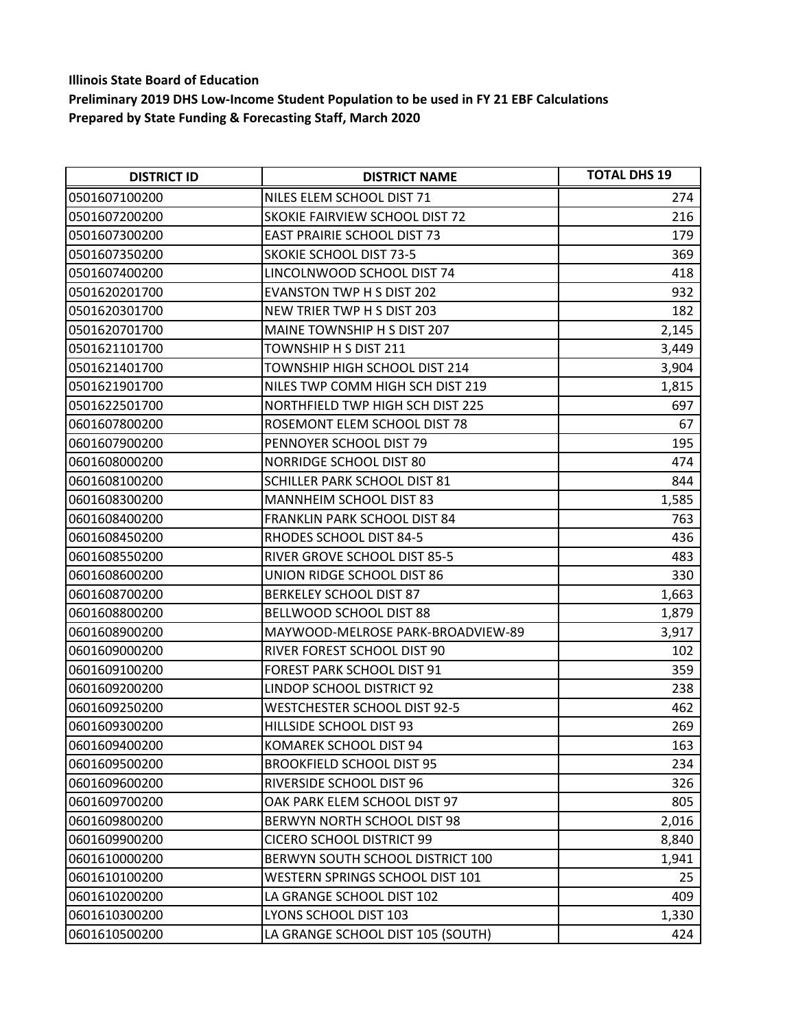**Illinois State Board of Education**
**Preliminary 2019 DHS Low-Income Student Population to be used in FY 21 EBF Calculations**
**Prepared by State Funding & Forecasting Staff, March 2020**

| DISTRICT ID | DISTRICT NAME | TOTAL DHS 19 |
|---|---|---|
| 0501607100200 | NILES ELEM SCHOOL DIST 71 | 274 |
| 0501607200200 | SKOKIE FAIRVIEW SCHOOL DIST 72 | 216 |
| 0501607300200 | EAST PRAIRIE SCHOOL DIST 73 | 179 |
| 0501607350200 | SKOKIE SCHOOL DIST 73-5 | 369 |
| 0501607400200 | LINCOLNWOOD SCHOOL DIST 74 | 418 |
| 0501620201700 | EVANSTON TWP H S DIST 202 | 932 |
| 0501620301700 | NEW TRIER TWP H S DIST 203 | 182 |
| 0501620701700 | MAINE TOWNSHIP H S DIST 207 | 2,145 |
| 0501621101700 | TOWNSHIP H S DIST 211 | 3,449 |
| 0501621401700 | TOWNSHIP HIGH SCHOOL DIST 214 | 3,904 |
| 0501621901700 | NILES TWP COMM HIGH SCH DIST 219 | 1,815 |
| 0501622501700 | NORTHFIELD TWP HIGH SCH DIST 225 | 697 |
| 0601607800200 | ROSEMONT ELEM SCHOOL DIST 78 | 67 |
| 0601607900200 | PENNOYER SCHOOL DIST 79 | 195 |
| 0601608000200 | NORRIDGE SCHOOL DIST 80 | 474 |
| 0601608100200 | SCHILLER PARK SCHOOL DIST 81 | 844 |
| 0601608300200 | MANNHEIM SCHOOL DIST 83 | 1,585 |
| 0601608400200 | FRANKLIN PARK SCHOOL DIST 84 | 763 |
| 0601608450200 | RHODES SCHOOL DIST 84-5 | 436 |
| 0601608550200 | RIVER GROVE SCHOOL DIST 85-5 | 483 |
| 0601608600200 | UNION RIDGE SCHOOL DIST 86 | 330 |
| 0601608700200 | BERKELEY SCHOOL DIST 87 | 1,663 |
| 0601608800200 | BELLWOOD SCHOOL DIST 88 | 1,879 |
| 0601608900200 | MAYWOOD-MELROSE PARK-BROADVIEW-89 | 3,917 |
| 0601609000200 | RIVER FOREST SCHOOL DIST 90 | 102 |
| 0601609100200 | FOREST PARK SCHOOL DIST 91 | 359 |
| 0601609200200 | LINDOP SCHOOL DISTRICT 92 | 238 |
| 0601609250200 | WESTCHESTER SCHOOL DIST 92-5 | 462 |
| 0601609300200 | HILLSIDE SCHOOL DIST 93 | 269 |
| 0601609400200 | KOMAREK SCHOOL DIST 94 | 163 |
| 0601609500200 | BROOKFIELD SCHOOL DIST 95 | 234 |
| 0601609600200 | RIVERSIDE SCHOOL DIST 96 | 326 |
| 0601609700200 | OAK PARK ELEM SCHOOL DIST 97 | 805 |
| 0601609800200 | BERWYN NORTH SCHOOL DIST 98 | 2,016 |
| 0601609900200 | CICERO SCHOOL DISTRICT 99 | 8,840 |
| 0601610000200 | BERWYN SOUTH SCHOOL DISTRICT 100 | 1,941 |
| 0601610100200 | WESTERN SPRINGS SCHOOL DIST 101 | 25 |
| 0601610200200 | LA GRANGE SCHOOL DIST 102 | 409 |
| 0601610300200 | LYONS SCHOOL DIST 103 | 1,330 |
| 0601610500200 | LA GRANGE SCHOOL DIST 105 (SOUTH) | 424 |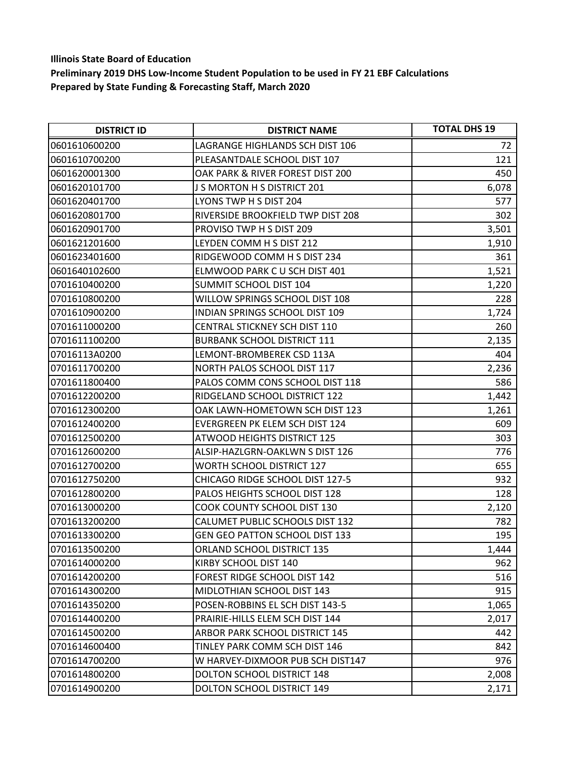**Illinois State Board of Education**

**Preliminary 2019 DHS Low-Income Student Population to be used in FY 21 EBF Calculations**

**Prepared by State Funding & Forecasting Staff, March 2020**

| DISTRICT ID | DISTRICT NAME | TOTAL DHS 19 |
|---|---|---|
| 0601610600200 | LAGRANGE HIGHLANDS SCH DIST 106 | 72 |
| 0601610700200 | PLEASANTDALE SCHOOL DIST 107 | 121 |
| 0601620001300 | OAK PARK & RIVER FOREST DIST 200 | 450 |
| 0601620101700 | J S MORTON H S DISTRICT 201 | 6,078 |
| 0601620401700 | LYONS TWP H S DIST 204 | 577 |
| 0601620801700 | RIVERSIDE BROOKFIELD TWP DIST 208 | 302 |
| 0601620901700 | PROVISO TWP H S DIST 209 | 3,501 |
| 0601621201600 | LEYDEN COMM H S DIST 212 | 1,910 |
| 0601623401600 | RIDGEWOOD COMM H S DIST 234 | 361 |
| 0601640102600 | ELMWOOD PARK C U SCH DIST 401 | 1,521 |
| 0701610400200 | SUMMIT SCHOOL DIST 104 | 1,220 |
| 0701610800200 | WILLOW SPRINGS SCHOOL DIST 108 | 228 |
| 0701610900200 | INDIAN SPRINGS SCHOOL DIST 109 | 1,724 |
| 0701611000200 | CENTRAL STICKNEY SCH DIST 110 | 260 |
| 0701611100200 | BURBANK SCHOOL DISTRICT 111 | 2,135 |
| 07016113A0200 | LEMONT-BROMBEREK CSD 113A | 404 |
| 0701611700200 | NORTH PALOS SCHOOL DIST 117 | 2,236 |
| 0701611800400 | PALOS COMM CONS SCHOOL DIST 118 | 586 |
| 0701612200200 | RIDGELAND SCHOOL DISTRICT 122 | 1,442 |
| 0701612300200 | OAK LAWN-HOMETOWN SCH DIST 123 | 1,261 |
| 0701612400200 | EVERGREEN PK ELEM SCH DIST 124 | 609 |
| 0701612500200 | ATWOOD HEIGHTS DISTRICT 125 | 303 |
| 0701612600200 | ALSIP-HAZLGRN-OAKLWN S DIST 126 | 776 |
| 0701612700200 | WORTH SCHOOL DISTRICT 127 | 655 |
| 0701612750200 | CHICAGO RIDGE SCHOOL DIST 127-5 | 932 |
| 0701612800200 | PALOS HEIGHTS SCHOOL DIST 128 | 128 |
| 0701613000200 | COOK COUNTY SCHOOL DIST 130 | 2,120 |
| 0701613200200 | CALUMET PUBLIC SCHOOLS DIST 132 | 782 |
| 0701613300200 | GEN GEO PATTON SCHOOL DIST 133 | 195 |
| 0701613500200 | ORLAND SCHOOL DISTRICT 135 | 1,444 |
| 0701614000200 | KIRBY SCHOOL DIST 140 | 962 |
| 0701614200200 | FOREST RIDGE SCHOOL DIST 142 | 516 |
| 0701614300200 | MIDLOTHIAN SCHOOL DIST 143 | 915 |
| 0701614350200 | POSEN-ROBBINS EL SCH DIST 143-5 | 1,065 |
| 0701614400200 | PRAIRIE-HILLS ELEM SCH DIST 144 | 2,017 |
| 0701614500200 | ARBOR PARK SCHOOL DISTRICT 145 | 442 |
| 0701614600400 | TINLEY PARK COMM SCH DIST 146 | 842 |
| 0701614700200 | W HARVEY-DIXMOOR PUB SCH DIST147 | 976 |
| 0701614800200 | DOLTON SCHOOL DISTRICT 148 | 2,008 |
| 0701614900200 | DOLTON SCHOOL DISTRICT 149 | 2,171 |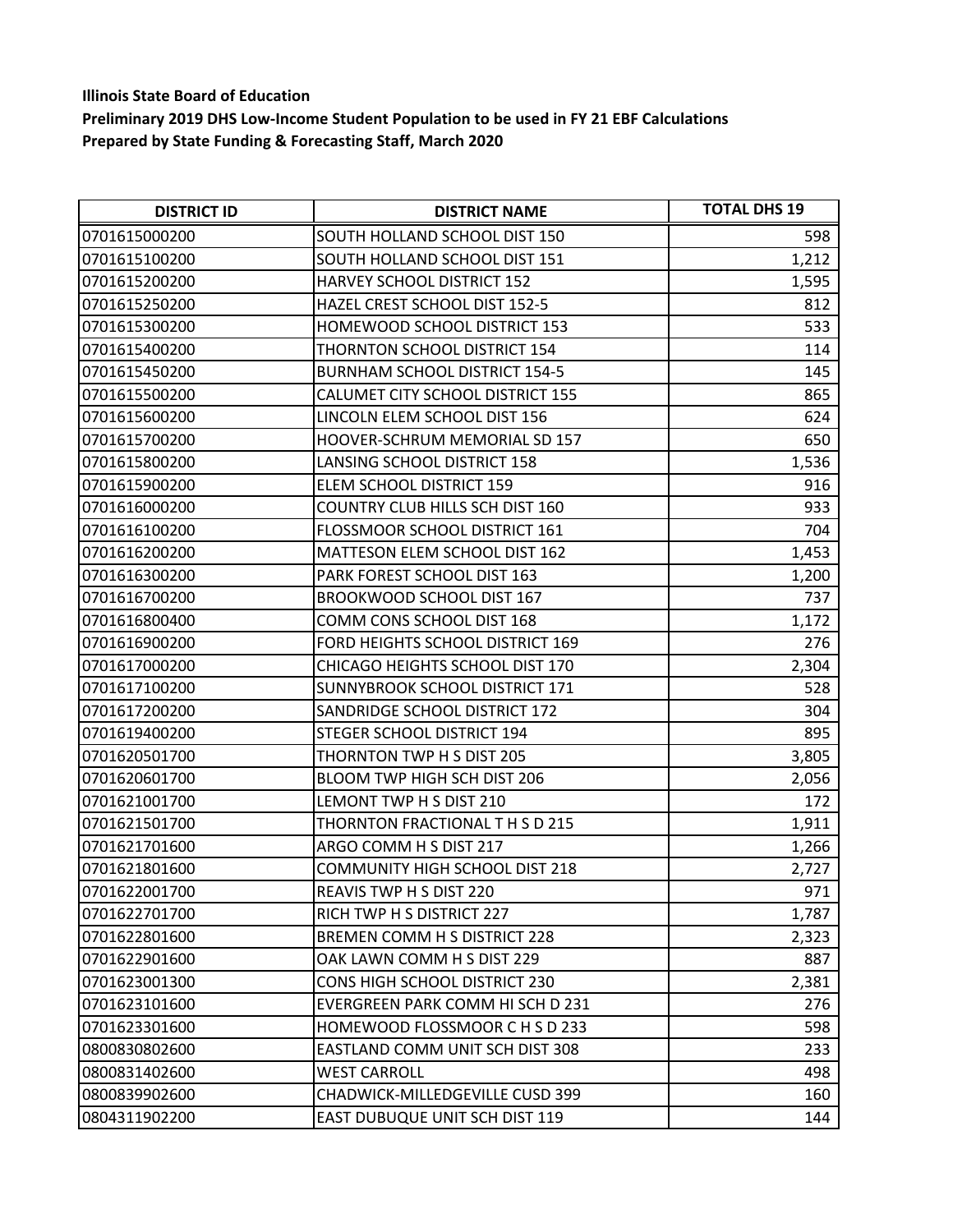**Illinois State Board of Education**
**Preliminary 2019 DHS Low-Income Student Population to be used in FY 21 EBF Calculations**
**Prepared by State Funding & Forecasting Staff, March 2020**

| DISTRICT ID | DISTRICT NAME | TOTAL DHS 19 |
|---|---|---|
| 0701615000200 | SOUTH HOLLAND SCHOOL DIST 150 | 598 |
| 0701615100200 | SOUTH HOLLAND SCHOOL DIST 151 | 1,212 |
| 0701615200200 | HARVEY SCHOOL DISTRICT 152 | 1,595 |
| 0701615250200 | HAZEL CREST SCHOOL DIST 152-5 | 812 |
| 0701615300200 | HOMEWOOD SCHOOL DISTRICT 153 | 533 |
| 0701615400200 | THORNTON SCHOOL DISTRICT 154 | 114 |
| 0701615450200 | BURNHAM SCHOOL DISTRICT 154-5 | 145 |
| 0701615500200 | CALUMET CITY SCHOOL DISTRICT 155 | 865 |
| 0701615600200 | LINCOLN ELEM SCHOOL DIST 156 | 624 |
| 0701615700200 | HOOVER-SCHRUM MEMORIAL SD 157 | 650 |
| 0701615800200 | LANSING SCHOOL DISTRICT 158 | 1,536 |
| 0701615900200 | ELEM SCHOOL DISTRICT 159 | 916 |
| 0701616000200 | COUNTRY CLUB HILLS SCH DIST 160 | 933 |
| 0701616100200 | FLOSSMOOR SCHOOL DISTRICT 161 | 704 |
| 0701616200200 | MATTESON ELEM SCHOOL DIST 162 | 1,453 |
| 0701616300200 | PARK FOREST SCHOOL DIST 163 | 1,200 |
| 0701616700200 | BROOKWOOD SCHOOL DIST 167 | 737 |
| 0701616800400 | COMM CONS SCHOOL DIST 168 | 1,172 |
| 0701616900200 | FORD HEIGHTS SCHOOL DISTRICT 169 | 276 |
| 0701617000200 | CHICAGO HEIGHTS SCHOOL DIST 170 | 2,304 |
| 0701617100200 | SUNNYBROOK SCHOOL DISTRICT 171 | 528 |
| 0701617200200 | SANDRIDGE SCHOOL DISTRICT 172 | 304 |
| 0701619400200 | STEGER SCHOOL DISTRICT 194 | 895 |
| 0701620501700 | THORNTON TWP H S DIST 205 | 3,805 |
| 0701620601700 | BLOOM TWP HIGH SCH DIST 206 | 2,056 |
| 0701621001700 | LEMONT TWP H S DIST 210 | 172 |
| 0701621501700 | THORNTON FRACTIONAL T H S D 215 | 1,911 |
| 0701621701600 | ARGO COMM H S DIST 217 | 1,266 |
| 0701621801600 | COMMUNITY HIGH SCHOOL DIST 218 | 2,727 |
| 0701622001700 | REAVIS TWP H S DIST 220 | 971 |
| 0701622701700 | RICH TWP H S DISTRICT 227 | 1,787 |
| 0701622801600 | BREMEN COMM H S DISTRICT 228 | 2,323 |
| 0701622901600 | OAK LAWN COMM H S DIST 229 | 887 |
| 0701623001300 | CONS HIGH SCHOOL DISTRICT 230 | 2,381 |
| 0701623101600 | EVERGREEN PARK COMM HI SCH D 231 | 276 |
| 0701623301600 | HOMEWOOD FLOSSMOOR C H S D 233 | 598 |
| 0800830802600 | EASTLAND COMM UNIT SCH DIST 308 | 233 |
| 0800831402600 | WEST CARROLL | 498 |
| 0800839902600 | CHADWICK-MILLEDGEVILLE CUSD 399 | 160 |
| 0804311902200 | EAST DUBUQUE UNIT SCH DIST 119 | 144 |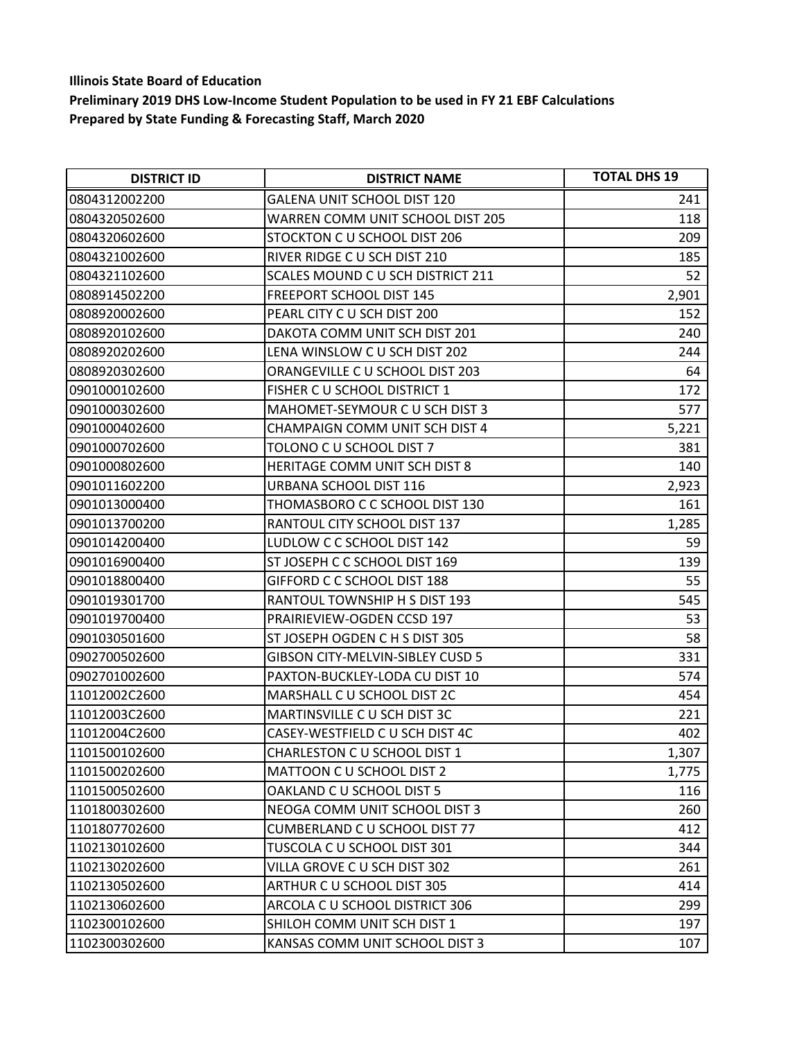**Illinois State Board of Education**
**Preliminary 2019 DHS Low-Income Student Population to be used in FY 21 EBF Calculations**
**Prepared by State Funding & Forecasting Staff, March 2020**

| DISTRICT ID | DISTRICT NAME | TOTAL DHS 19 |
|---|---|---|
| 0804312002200 | GALENA UNIT SCHOOL DIST 120 | 241 |
| 0804320502600 | WARREN COMM UNIT SCHOOL DIST 205 | 118 |
| 0804320602600 | STOCKTON C U SCHOOL DIST 206 | 209 |
| 0804321002600 | RIVER RIDGE C U SCH DIST 210 | 185 |
| 0804321102600 | SCALES MOUND C U SCH DISTRICT 211 | 52 |
| 0808914502200 | FREEPORT SCHOOL DIST 145 | 2,901 |
| 0808920002600 | PEARL CITY C U SCH DIST 200 | 152 |
| 0808920102600 | DAKOTA COMM UNIT SCH DIST 201 | 240 |
| 0808920202600 | LENA WINSLOW C U SCH DIST 202 | 244 |
| 0808920302600 | ORANGEVILLE C U SCHOOL DIST 203 | 64 |
| 0901000102600 | FISHER C U SCHOOL DISTRICT 1 | 172 |
| 0901000302600 | MAHOMET-SEYMOUR C U SCH DIST 3 | 577 |
| 0901000402600 | CHAMPAIGN COMM UNIT SCH DIST 4 | 5,221 |
| 0901000702600 | TOLONO C U SCHOOL DIST 7 | 381 |
| 0901000802600 | HERITAGE COMM UNIT SCH DIST 8 | 140 |
| 0901011602200 | URBANA SCHOOL DIST 116 | 2,923 |
| 0901013000400 | THOMASBORO C C SCHOOL DIST 130 | 161 |
| 0901013700200 | RANTOUL CITY SCHOOL DIST 137 | 1,285 |
| 0901014200400 | LUDLOW C C SCHOOL DIST 142 | 59 |
| 0901016900400 | ST JOSEPH C C SCHOOL DIST 169 | 139 |
| 0901018800400 | GIFFORD C C SCHOOL DIST 188 | 55 |
| 0901019301700 | RANTOUL TOWNSHIP H S DIST 193 | 545 |
| 0901019700400 | PRAIRIEVIEW-OGDEN CCSD 197 | 53 |
| 0901030501600 | ST JOSEPH OGDEN C H S DIST 305 | 58 |
| 0902700502600 | GIBSON CITY-MELVIN-SIBLEY CUSD 5 | 331 |
| 0902701002600 | PAXTON-BUCKLEY-LODA CU DIST 10 | 574 |
| 11012002C2600 | MARSHALL C U SCHOOL DIST 2C | 454 |
| 11012003C2600 | MARTINSVILLE C U SCH DIST 3C | 221 |
| 11012004C2600 | CASEY-WESTFIELD C U SCH DIST 4C | 402 |
| 1101500102600 | CHARLESTON C U SCHOOL DIST 1 | 1,307 |
| 1101500202600 | MATTOON C U SCHOOL DIST 2 | 1,775 |
| 1101500502600 | OAKLAND C U SCHOOL DIST 5 | 116 |
| 1101800302600 | NEOGA COMM UNIT SCHOOL DIST 3 | 260 |
| 1101807702600 | CUMBERLAND C U SCHOOL DIST 77 | 412 |
| 1102130102600 | TUSCOLA C U SCHOOL DIST 301 | 344 |
| 1102130202600 | VILLA GROVE C U SCH DIST 302 | 261 |
| 1102130502600 | ARTHUR C U SCHOOL DIST 305 | 414 |
| 1102130602600 | ARCOLA C U SCHOOL DISTRICT 306 | 299 |
| 1102300102600 | SHILOH COMM UNIT SCH DIST 1 | 197 |
| 1102300302600 | KANSAS COMM UNIT SCHOOL DIST 3 | 107 |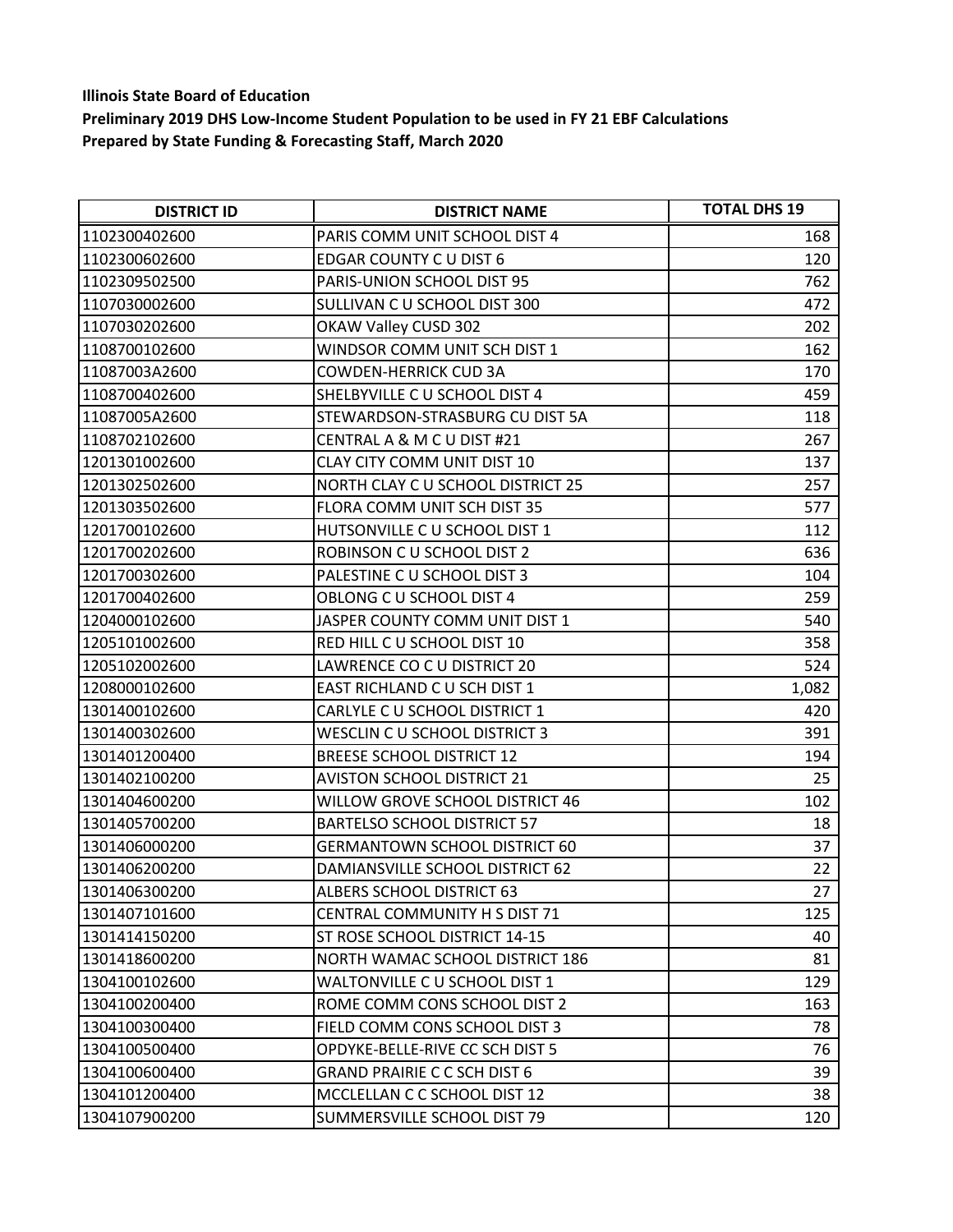**Illinois State Board of Education**
**Preliminary 2019 DHS Low-Income Student Population to be used in FY 21 EBF Calculations**
**Prepared by State Funding & Forecasting Staff, March 2020**

| DISTRICT ID | DISTRICT NAME | TOTAL DHS 19 |
|---|---|---|
| 1102300402600 | PARIS COMM UNIT SCHOOL DIST 4 | 168 |
| 1102300602600 | EDGAR COUNTY C U DIST 6 | 120 |
| 1102309502500 | PARIS-UNION SCHOOL DIST 95 | 762 |
| 1107030002600 | SULLIVAN C U SCHOOL DIST 300 | 472 |
| 1107030202600 | OKAW Valley CUSD 302 | 202 |
| 1108700102600 | WINDSOR COMM UNIT SCH DIST 1 | 162 |
| 11087003A2600 | COWDEN-HERRICK CUD 3A | 170 |
| 1108700402600 | SHELBYVILLE C U SCHOOL DIST 4 | 459 |
| 11087005A2600 | STEWARDSON-STRASBURG CU DIST 5A | 118 |
| 1108702102600 | CENTRAL A & M C U DIST #21 | 267 |
| 1201301002600 | CLAY CITY COMM UNIT DIST 10 | 137 |
| 1201302502600 | NORTH CLAY C U SCHOOL DISTRICT 25 | 257 |
| 1201303502600 | FLORA COMM UNIT SCH DIST 35 | 577 |
| 1201700102600 | HUTSONVILLE C U SCHOOL DIST 1 | 112 |
| 1201700202600 | ROBINSON C U SCHOOL DIST 2 | 636 |
| 1201700302600 | PALESTINE C U SCHOOL DIST 3 | 104 |
| 1201700402600 | OBLONG C U SCHOOL DIST 4 | 259 |
| 1204000102600 | JASPER COUNTY COMM UNIT DIST 1 | 540 |
| 1205101002600 | RED HILL C U SCHOOL DIST 10 | 358 |
| 1205102002600 | LAWRENCE CO C U DISTRICT 20 | 524 |
| 1208000102600 | EAST RICHLAND C U SCH DIST 1 | 1,082 |
| 1301400102600 | CARLYLE C U SCHOOL DISTRICT 1 | 420 |
| 1301400302600 | WESCLIN C U SCHOOL DISTRICT 3 | 391 |
| 1301401200400 | BREESE SCHOOL DISTRICT 12 | 194 |
| 1301402100200 | AVISTON SCHOOL DISTRICT 21 | 25 |
| 1301404600200 | WILLOW GROVE SCHOOL DISTRICT 46 | 102 |
| 1301405700200 | BARTELSO SCHOOL DISTRICT 57 | 18 |
| 1301406000200 | GERMANTOWN SCHOOL DISTRICT 60 | 37 |
| 1301406200200 | DAMIANSVILLE SCHOOL DISTRICT 62 | 22 |
| 1301406300200 | ALBERS SCHOOL DISTRICT 63 | 27 |
| 1301407101600 | CENTRAL COMMUNITY H S DIST 71 | 125 |
| 1301414150200 | ST ROSE SCHOOL DISTRICT 14-15 | 40 |
| 1301418600200 | NORTH WAMAC SCHOOL DISTRICT 186 | 81 |
| 1304100102600 | WALTONVILLE C U SCHOOL DIST 1 | 129 |
| 1304100200400 | ROME COMM CONS SCHOOL DIST 2 | 163 |
| 1304100300400 | FIELD COMM CONS SCHOOL DIST 3 | 78 |
| 1304100500400 | OPDYKE-BELLE-RIVE CC SCH DIST 5 | 76 |
| 1304100600400 | GRAND PRAIRIE C C SCH DIST 6 | 39 |
| 1304101200400 | MCCLELLAN C C SCHOOL DIST 12 | 38 |
| 1304107900200 | SUMMERSVILLE SCHOOL DIST 79 | 120 |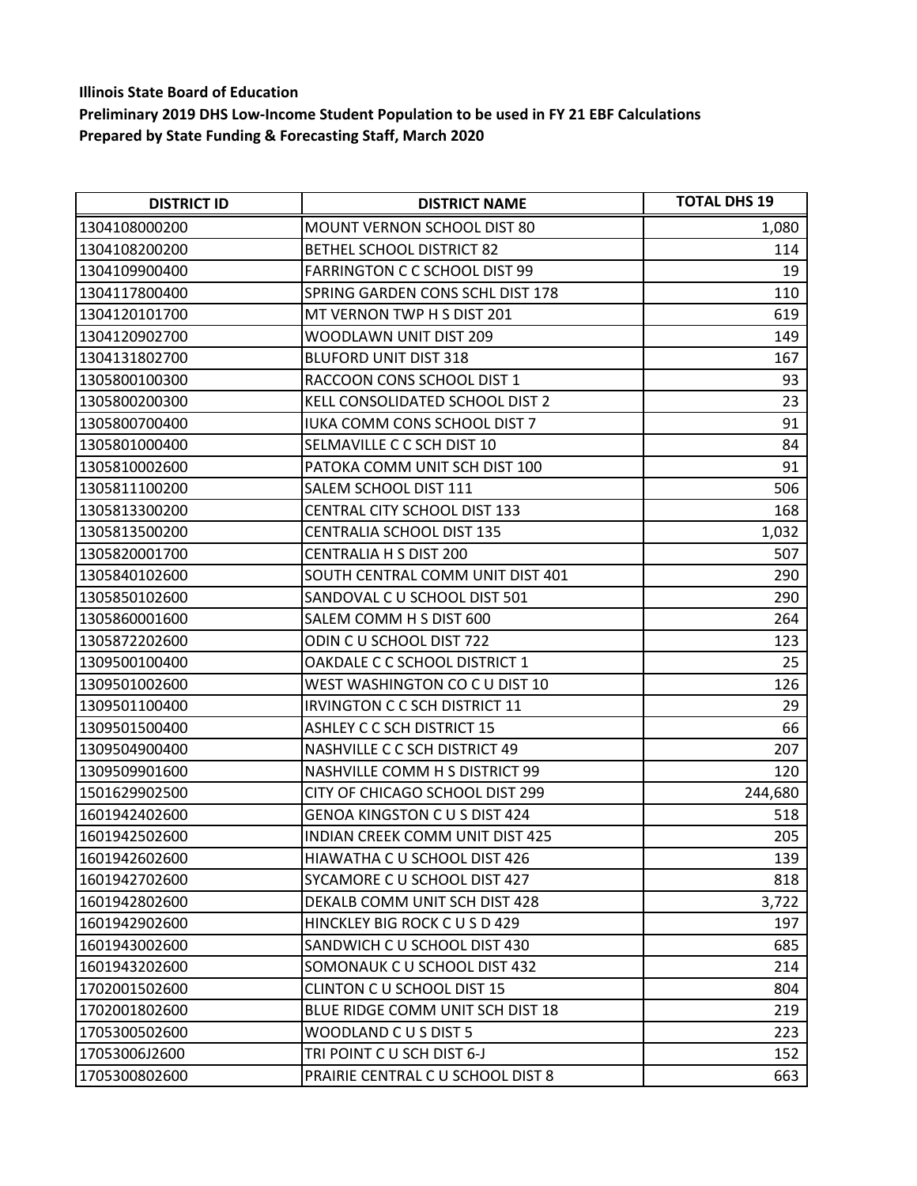**Illinois State Board of Education**
**Preliminary 2019 DHS Low-Income Student Population to be used in FY 21 EBF Calculations**
**Prepared by State Funding & Forecasting Staff, March 2020**

| DISTRICT ID | DISTRICT NAME | TOTAL DHS 19 |
|---|---|---|
| 1304108000200 | MOUNT VERNON SCHOOL DIST 80 | 1,080 |
| 1304108200200 | BETHEL SCHOOL DISTRICT 82 | 114 |
| 1304109900400 | FARRINGTON C C SCHOOL DIST 99 | 19 |
| 1304117800400 | SPRING GARDEN CONS SCHL DIST 178 | 110 |
| 1304120101700 | MT VERNON TWP H S DIST 201 | 619 |
| 1304120902700 | WOODLAWN UNIT DIST 209 | 149 |
| 1304131802700 | BLUFORD UNIT DIST 318 | 167 |
| 1305800100300 | RACCOON CONS SCHOOL DIST 1 | 93 |
| 1305800200300 | KELL CONSOLIDATED SCHOOL DIST 2 | 23 |
| 1305800700400 | IUKA COMM CONS SCHOOL DIST 7 | 91 |
| 1305801000400 | SELMAVILLE C C SCH DIST 10 | 84 |
| 1305810002600 | PATOKA COMM UNIT SCH DIST 100 | 91 |
| 1305811100200 | SALEM SCHOOL DIST 111 | 506 |
| 1305813300200 | CENTRAL CITY SCHOOL DIST 133 | 168 |
| 1305813500200 | CENTRALIA SCHOOL DIST 135 | 1,032 |
| 1305820001700 | CENTRALIA H S DIST 200 | 507 |
| 1305840102600 | SOUTH CENTRAL COMM UNIT DIST 401 | 290 |
| 1305850102600 | SANDOVAL C U SCHOOL DIST 501 | 290 |
| 1305860001600 | SALEM COMM H S DIST 600 | 264 |
| 1305872202600 | ODIN C U SCHOOL DIST 722 | 123 |
| 1309500100400 | OAKDALE C C SCHOOL DISTRICT 1 | 25 |
| 1309501002600 | WEST WASHINGTON CO C U DIST 10 | 126 |
| 1309501100400 | IRVINGTON C C SCH DISTRICT 11 | 29 |
| 1309501500400 | ASHLEY C C SCH DISTRICT 15 | 66 |
| 1309504900400 | NASHVILLE C C SCH DISTRICT 49 | 207 |
| 1309509901600 | NASHVILLE COMM H S DISTRICT 99 | 120 |
| 1501629902500 | CITY OF CHICAGO SCHOOL DIST 299 | 244,680 |
| 1601942402600 | GENOA KINGSTON C U S DIST 424 | 518 |
| 1601942502600 | INDIAN CREEK COMM UNIT DIST 425 | 205 |
| 1601942602600 | HIAWATHA C U SCHOOL DIST 426 | 139 |
| 1601942702600 | SYCAMORE C U SCHOOL DIST 427 | 818 |
| 1601942802600 | DEKALB COMM UNIT SCH DIST 428 | 3,722 |
| 1601942902600 | HINCKLEY BIG ROCK C U S D 429 | 197 |
| 1601943002600 | SANDWICH C U SCHOOL DIST 430 | 685 |
| 1601943202600 | SOMONAUK C U SCHOOL DIST 432 | 214 |
| 1702001502600 | CLINTON C U SCHOOL DIST 15 | 804 |
| 1702001802600 | BLUE RIDGE COMM UNIT SCH DIST 18 | 219 |
| 1705300502600 | WOODLAND C U S DIST 5 | 223 |
| 17053006J2600 | TRI POINT C U SCH DIST 6-J | 152 |
| 1705300802600 | PRAIRIE CENTRAL C U SCHOOL DIST 8 | 663 |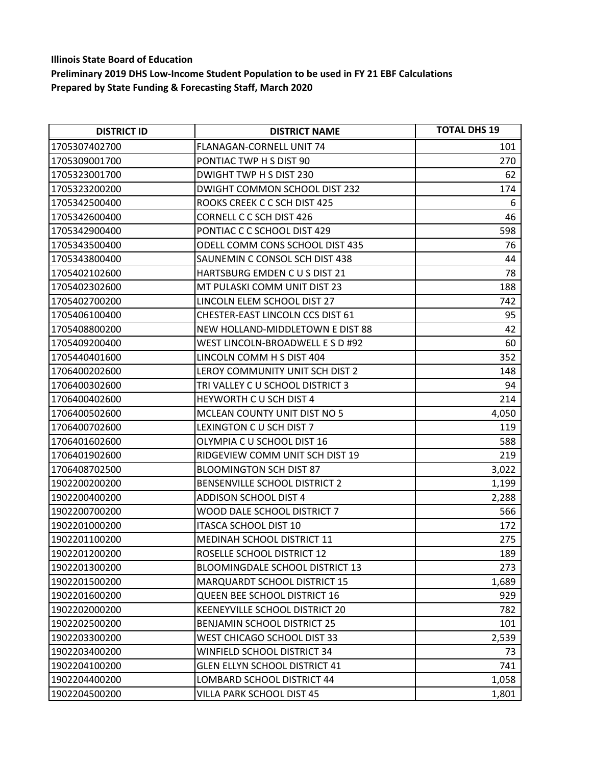**Illinois State Board of Education**
**Preliminary 2019 DHS Low-Income Student Population to be used in FY 21 EBF Calculations**
**Prepared by State Funding & Forecasting Staff, March 2020**

| DISTRICT ID | DISTRICT NAME | TOTAL DHS 19 |
|---|---|---|
| 1705307402700 | FLANAGAN-CORNELL UNIT 74 | 101 |
| 1705309001700 | PONTIAC TWP H S DIST 90 | 270 |
| 1705323001700 | DWIGHT TWP H S DIST 230 | 62 |
| 1705323200200 | DWIGHT COMMON SCHOOL DIST 232 | 174 |
| 1705342500400 | ROOKS CREEK C C SCH DIST 425 | 6 |
| 1705342600400 | CORNELL C C SCH DIST 426 | 46 |
| 1705342900400 | PONTIAC C C SCHOOL DIST 429 | 598 |
| 1705343500400 | ODELL COMM CONS SCHOOL DIST 435 | 76 |
| 1705343800400 | SAUNEMIN C CONSOL SCH DIST 438 | 44 |
| 1705402102600 | HARTSBURG EMDEN C U S DIST 21 | 78 |
| 1705402302600 | MT PULASKI COMM UNIT DIST 23 | 188 |
| 1705402700200 | LINCOLN ELEM SCHOOL DIST 27 | 742 |
| 1705406100400 | CHESTER-EAST LINCOLN CCS DIST 61 | 95 |
| 1705408800200 | NEW HOLLAND-MIDDLETOWN E DIST 88 | 42 |
| 1705409200400 | WEST LINCOLN-BROADWELL E S D #92 | 60 |
| 1705440401600 | LINCOLN COMM H S DIST 404 | 352 |
| 1706400202600 | LEROY COMMUNITY UNIT SCH DIST 2 | 148 |
| 1706400302600 | TRI VALLEY C U SCHOOL DISTRICT 3 | 94 |
| 1706400402600 | HEYWORTH C U SCH DIST 4 | 214 |
| 1706400502600 | MCLEAN COUNTY UNIT DIST NO 5 | 4,050 |
| 1706400702600 | LEXINGTON C U SCH DIST 7 | 119 |
| 1706401602600 | OLYMPIA C U SCHOOL DIST 16 | 588 |
| 1706401902600 | RIDGEVIEW COMM UNIT SCH DIST 19 | 219 |
| 1706408702500 | BLOOMINGTON SCH DIST 87 | 3,022 |
| 1902200200200 | BENSENVILLE SCHOOL DISTRICT 2 | 1,199 |
| 1902200400200 | ADDISON SCHOOL DIST 4 | 2,288 |
| 1902200700200 | WOOD DALE SCHOOL DISTRICT 7 | 566 |
| 1902201000200 | ITASCA SCHOOL DIST 10 | 172 |
| 1902201100200 | MEDINAH SCHOOL DISTRICT 11 | 275 |
| 1902201200200 | ROSELLE SCHOOL DISTRICT 12 | 189 |
| 1902201300200 | BLOOMINGDALE SCHOOL DISTRICT 13 | 273 |
| 1902201500200 | MARQUARDT SCHOOL DISTRICT 15 | 1,689 |
| 1902201600200 | QUEEN BEE SCHOOL DISTRICT 16 | 929 |
| 1902202000200 | KEENEYVILLE SCHOOL DISTRICT 20 | 782 |
| 1902202500200 | BENJAMIN SCHOOL DISTRICT 25 | 101 |
| 1902203300200 | WEST CHICAGO SCHOOL DIST 33 | 2,539 |
| 1902203400200 | WINFIELD SCHOOL DISTRICT 34 | 73 |
| 1902204100200 | GLEN ELLYN SCHOOL DISTRICT 41 | 741 |
| 1902204400200 | LOMBARD SCHOOL DISTRICT 44 | 1,058 |
| 1902204500200 | VILLA PARK SCHOOL DIST 45 | 1,801 |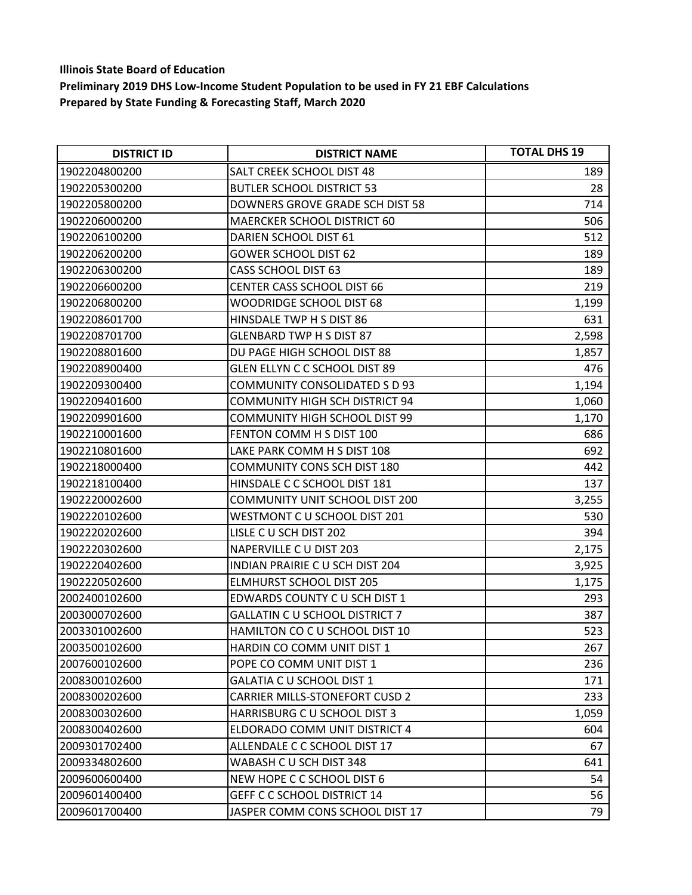**Illinois State Board of Education**

**Preliminary 2019 DHS Low-Income Student Population to be used in FY 21 EBF Calculations**

**Prepared by State Funding & Forecasting Staff, March 2020**

| DISTRICT ID | DISTRICT NAME | TOTAL DHS 19 |
|---|---|---|
| 1902204800200 | SALT CREEK SCHOOL DIST 48 | 189 |
| 1902205300200 | BUTLER SCHOOL DISTRICT 53 | 28 |
| 1902205800200 | DOWNERS GROVE GRADE SCH DIST 58 | 714 |
| 1902206000200 | MAERCKER SCHOOL DISTRICT 60 | 506 |
| 1902206100200 | DARIEN SCHOOL DIST 61 | 512 |
| 1902206200200 | GOWER SCHOOL DIST 62 | 189 |
| 1902206300200 | CASS SCHOOL DIST 63 | 189 |
| 1902206600200 | CENTER CASS SCHOOL DIST 66 | 219 |
| 1902206800200 | WOODRIDGE SCHOOL DIST 68 | 1,199 |
| 1902208601700 | HINSDALE TWP H S DIST 86 | 631 |
| 1902208701700 | GLENBARD TWP H S DIST 87 | 2,598 |
| 1902208801600 | DU PAGE HIGH SCHOOL DIST 88 | 1,857 |
| 1902208900400 | GLEN ELLYN C C SCHOOL DIST 89 | 476 |
| 1902209300400 | COMMUNITY CONSOLIDATED S D 93 | 1,194 |
| 1902209401600 | COMMUNITY HIGH SCH DISTRICT 94 | 1,060 |
| 1902209901600 | COMMUNITY HIGH SCHOOL DIST 99 | 1,170 |
| 1902210001600 | FENTON COMM H S DIST 100 | 686 |
| 1902210801600 | LAKE PARK COMM H S DIST 108 | 692 |
| 1902218000400 | COMMUNITY CONS SCH DIST 180 | 442 |
| 1902218100400 | HINSDALE C C SCHOOL DIST 181 | 137 |
| 1902220002600 | COMMUNITY UNIT SCHOOL DIST 200 | 3,255 |
| 1902220102600 | WESTMONT C U SCHOOL DIST 201 | 530 |
| 1902220202600 | LISLE C U SCH DIST 202 | 394 |
| 1902220302600 | NAPERVILLE C U DIST 203 | 2,175 |
| 1902220402600 | INDIAN PRAIRIE C U SCH DIST 204 | 3,925 |
| 1902220502600 | ELMHURST SCHOOL DIST 205 | 1,175 |
| 2002400102600 | EDWARDS COUNTY C U SCH DIST 1 | 293 |
| 2003000702600 | GALLATIN C U SCHOOL DISTRICT 7 | 387 |
| 2003301002600 | HAMILTON CO C U SCHOOL DIST 10 | 523 |
| 2003500102600 | HARDIN CO COMM UNIT DIST 1 | 267 |
| 2007600102600 | POPE CO COMM UNIT DIST 1 | 236 |
| 2008300102600 | GALATIA C U SCHOOL DIST 1 | 171 |
| 2008300202600 | CARRIER MILLS-STONEFORT CUSD 2 | 233 |
| 2008300302600 | HARRISBURG C U SCHOOL DIST 3 | 1,059 |
| 2008300402600 | ELDORADO COMM UNIT DISTRICT 4 | 604 |
| 2009301702400 | ALLENDALE C C SCHOOL DIST 17 | 67 |
| 2009334802600 | WABASH C U SCH DIST 348 | 641 |
| 2009600600400 | NEW HOPE C C SCHOOL DIST 6 | 54 |
| 2009601400400 | GEFF C C SCHOOL DISTRICT 14 | 56 |
| 2009601700400 | JASPER COMM CONS SCHOOL DIST 17 | 79 |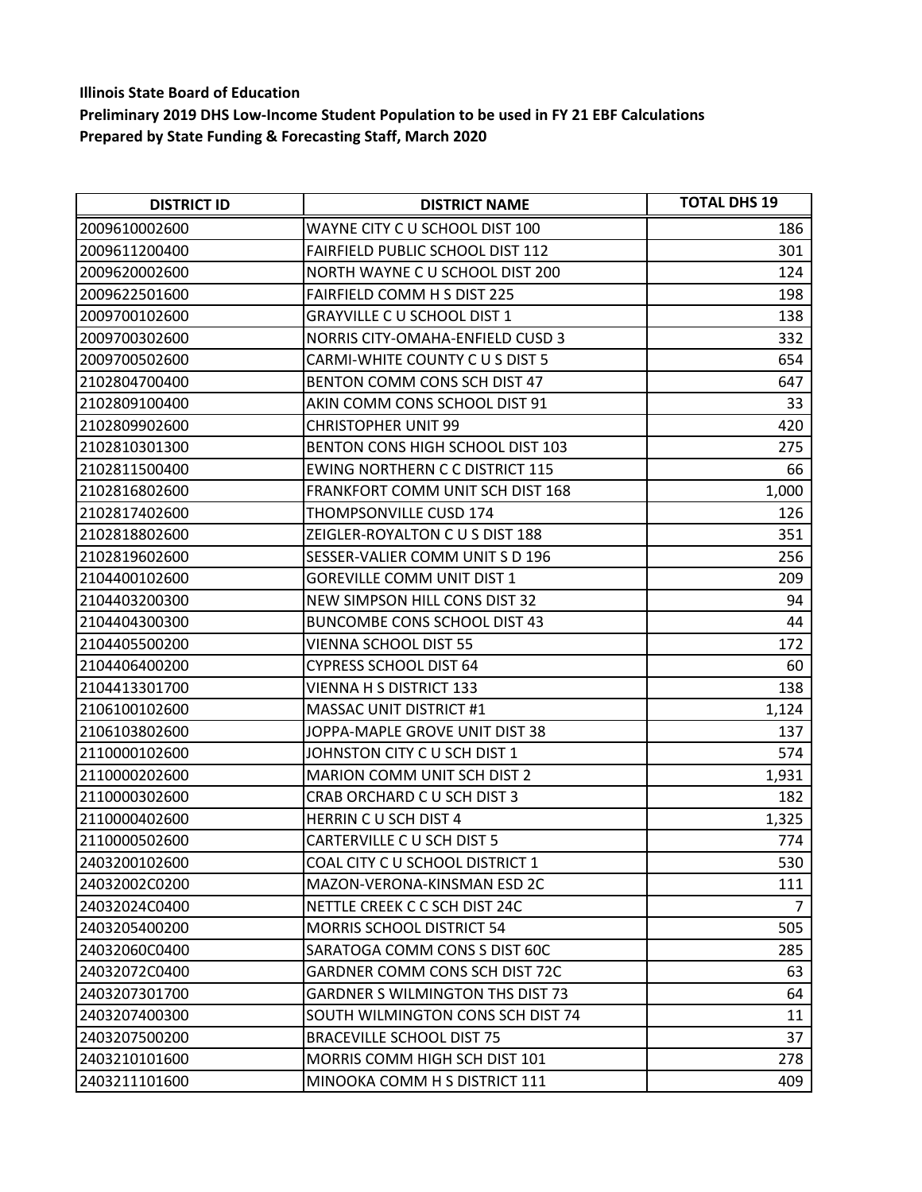**Illinois State Board of Education**
**Preliminary 2019 DHS Low-Income Student Population to be used in FY 21 EBF Calculations**
**Prepared by State Funding & Forecasting Staff, March 2020**

| DISTRICT ID | DISTRICT NAME | TOTAL DHS 19 |
|---|---|---|
| 2009610002600 | WAYNE CITY C U SCHOOL DIST 100 | 186 |
| 2009611200400 | FAIRFIELD PUBLIC SCHOOL DIST 112 | 301 |
| 2009620002600 | NORTH WAYNE C U SCHOOL DIST 200 | 124 |
| 2009622501600 | FAIRFIELD COMM H S DIST 225 | 198 |
| 2009700102600 | GRAYVILLE C U SCHOOL DIST 1 | 138 |
| 2009700302600 | NORRIS CITY-OMAHA-ENFIELD CUSD 3 | 332 |
| 2009700502600 | CARMI-WHITE COUNTY C U S DIST 5 | 654 |
| 2102804700400 | BENTON COMM CONS SCH DIST 47 | 647 |
| 2102809100400 | AKIN COMM CONS SCHOOL DIST 91 | 33 |
| 2102809902600 | CHRISTOPHER UNIT 99 | 420 |
| 2102810301300 | BENTON CONS HIGH SCHOOL DIST 103 | 275 |
| 2102811500400 | EWING NORTHERN C C DISTRICT 115 | 66 |
| 2102816802600 | FRANKFORT COMM UNIT SCH DIST 168 | 1,000 |
| 2102817402600 | THOMPSONVILLE CUSD 174 | 126 |
| 2102818802600 | ZEIGLER-ROYALTON C U S DIST 188 | 351 |
| 2102819602600 | SESSER-VALIER COMM UNIT S D 196 | 256 |
| 2104400102600 | GOREVILLE COMM UNIT DIST 1 | 209 |
| 2104403200300 | NEW SIMPSON HILL CONS DIST 32 | 94 |
| 2104404300300 | BUNCOMBE CONS SCHOOL DIST 43 | 44 |
| 2104405500200 | VIENNA SCHOOL DIST 55 | 172 |
| 2104406400200 | CYPRESS SCHOOL DIST 64 | 60 |
| 2104413301700 | VIENNA H S DISTRICT 133 | 138 |
| 2106100102600 | MASSAC UNIT DISTRICT #1 | 1,124 |
| 2106103802600 | JOPPA-MAPLE GROVE UNIT DIST 38 | 137 |
| 2110000102600 | JOHNSTON CITY C U SCH DIST 1 | 574 |
| 2110000202600 | MARION COMM UNIT SCH DIST 2 | 1,931 |
| 2110000302600 | CRAB ORCHARD C U SCH DIST 3 | 182 |
| 2110000402600 | HERRIN C U SCH DIST 4 | 1,325 |
| 2110000502600 | CARTERVILLE C U SCH DIST 5 | 774 |
| 2403200102600 | COAL CITY C U SCHOOL DISTRICT 1 | 530 |
| 24032002C0200 | MAZON-VERONA-KINSMAN ESD 2C | 111 |
| 24032024C0400 | NETTLE CREEK C C SCH DIST 24C | 7 |
| 2403205400200 | MORRIS SCHOOL DISTRICT 54 | 505 |
| 24032060C0400 | SARATOGA COMM CONS S DIST 60C | 285 |
| 24032072C0400 | GARDNER COMM CONS SCH DIST 72C | 63 |
| 2403207301700 | GARDNER S WILMINGTON THS DIST 73 | 64 |
| 2403207400300 | SOUTH WILMINGTON CONS SCH DIST 74 | 11 |
| 2403207500200 | BRACEVILLE SCHOOL DIST 75 | 37 |
| 2403210101600 | MORRIS COMM HIGH SCH DIST 101 | 278 |
| 2403211101600 | MINOOKA COMM H S DISTRICT 111 | 409 |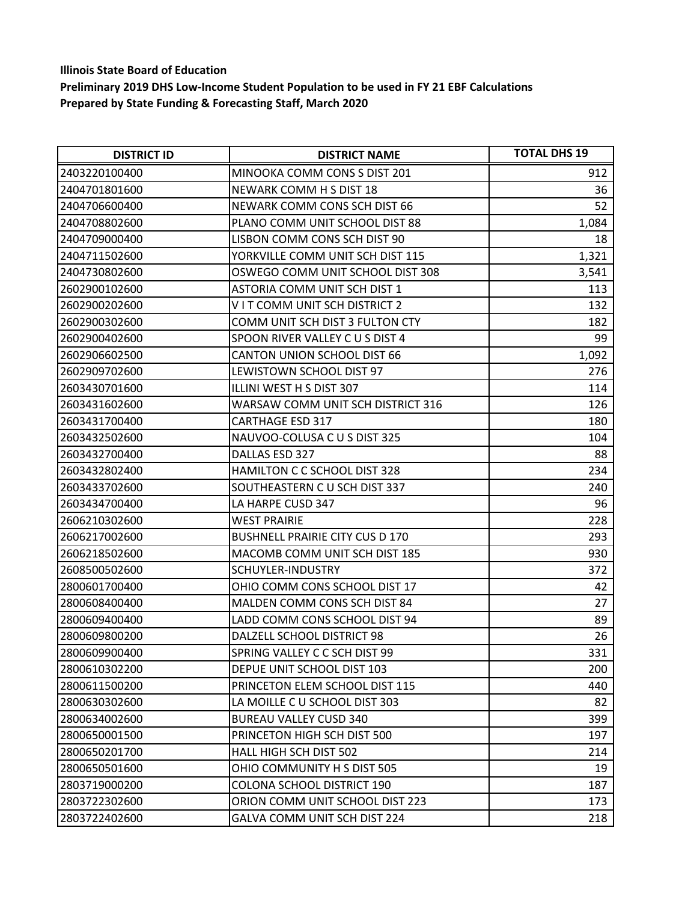**Illinois State Board of Education**
**Preliminary 2019 DHS Low-Income Student Population to be used in FY 21 EBF Calculations**
**Prepared by State Funding & Forecasting Staff, March 2020**

| DISTRICT ID | DISTRICT NAME | TOTAL DHS 19 |
|---|---|---|
| 2403220100400 | MINOOKA COMM CONS S DIST 201 | 912 |
| 2404701801600 | NEWARK COMM H S DIST 18 | 36 |
| 2404706600400 | NEWARK COMM CONS SCH DIST 66 | 52 |
| 2404708802600 | PLANO COMM UNIT SCHOOL DIST 88 | 1,084 |
| 2404709000400 | LISBON COMM CONS SCH DIST 90 | 18 |
| 2404711502600 | YORKVILLE COMM UNIT SCH DIST 115 | 1,321 |
| 2404730802600 | OSWEGO COMM UNIT SCHOOL DIST 308 | 3,541 |
| 2602900102600 | ASTORIA COMM UNIT SCH DIST 1 | 113 |
| 2602900202600 | V I T COMM UNIT SCH DISTRICT 2 | 132 |
| 2602900302600 | COMM UNIT SCH DIST 3 FULTON CTY | 182 |
| 2602900402600 | SPOON RIVER VALLEY C U S DIST 4 | 99 |
| 2602906602500 | CANTON UNION SCHOOL DIST 66 | 1,092 |
| 2602909702600 | LEWISTOWN SCHOOL DIST 97 | 276 |
| 2603430701600 | ILLINI WEST H S DIST 307 | 114 |
| 2603431602600 | WARSAW COMM UNIT SCH DISTRICT 316 | 126 |
| 2603431700400 | CARTHAGE ESD 317 | 180 |
| 2603432502600 | NAUVOO-COLUSA C U S DIST 325 | 104 |
| 2603432700400 | DALLAS ESD 327 | 88 |
| 2603432802400 | HAMILTON C C SCHOOL DIST 328 | 234 |
| 2603433702600 | SOUTHEASTERN C U SCH DIST 337 | 240 |
| 2603434700400 | LA HARPE CUSD 347 | 96 |
| 2606210302600 | WEST PRAIRIE | 228 |
| 2606217002600 | BUSHNELL PRAIRIE CITY CUS D 170 | 293 |
| 2606218502600 | MACOMB COMM UNIT SCH DIST 185 | 930 |
| 2608500502600 | SCHUYLER-INDUSTRY | 372 |
| 2800601700400 | OHIO COMM CONS SCHOOL DIST 17 | 42 |
| 2800608400400 | MALDEN COMM CONS SCH DIST 84 | 27 |
| 2800609400400 | LADD COMM CONS SCHOOL DIST 94 | 89 |
| 2800609800200 | DALZELL SCHOOL DISTRICT 98 | 26 |
| 2800609900400 | SPRING VALLEY C C SCH DIST 99 | 331 |
| 2800610302200 | DEPUE UNIT SCHOOL DIST 103 | 200 |
| 2800611500200 | PRINCETON ELEM SCHOOL DIST 115 | 440 |
| 2800630302600 | LA MOILLE C U SCHOOL DIST 303 | 82 |
| 2800634002600 | BUREAU VALLEY CUSD 340 | 399 |
| 2800650001500 | PRINCETON HIGH SCH DIST 500 | 197 |
| 2800650201700 | HALL HIGH SCH DIST 502 | 214 |
| 2800650501600 | OHIO COMMUNITY H S DIST 505 | 19 |
| 2803719000200 | COLONA SCHOOL DISTRICT 190 | 187 |
| 2803722302600 | ORION COMM UNIT SCHOOL DIST 223 | 173 |
| 2803722402600 | GALVA COMM UNIT SCH DIST 224 | 218 |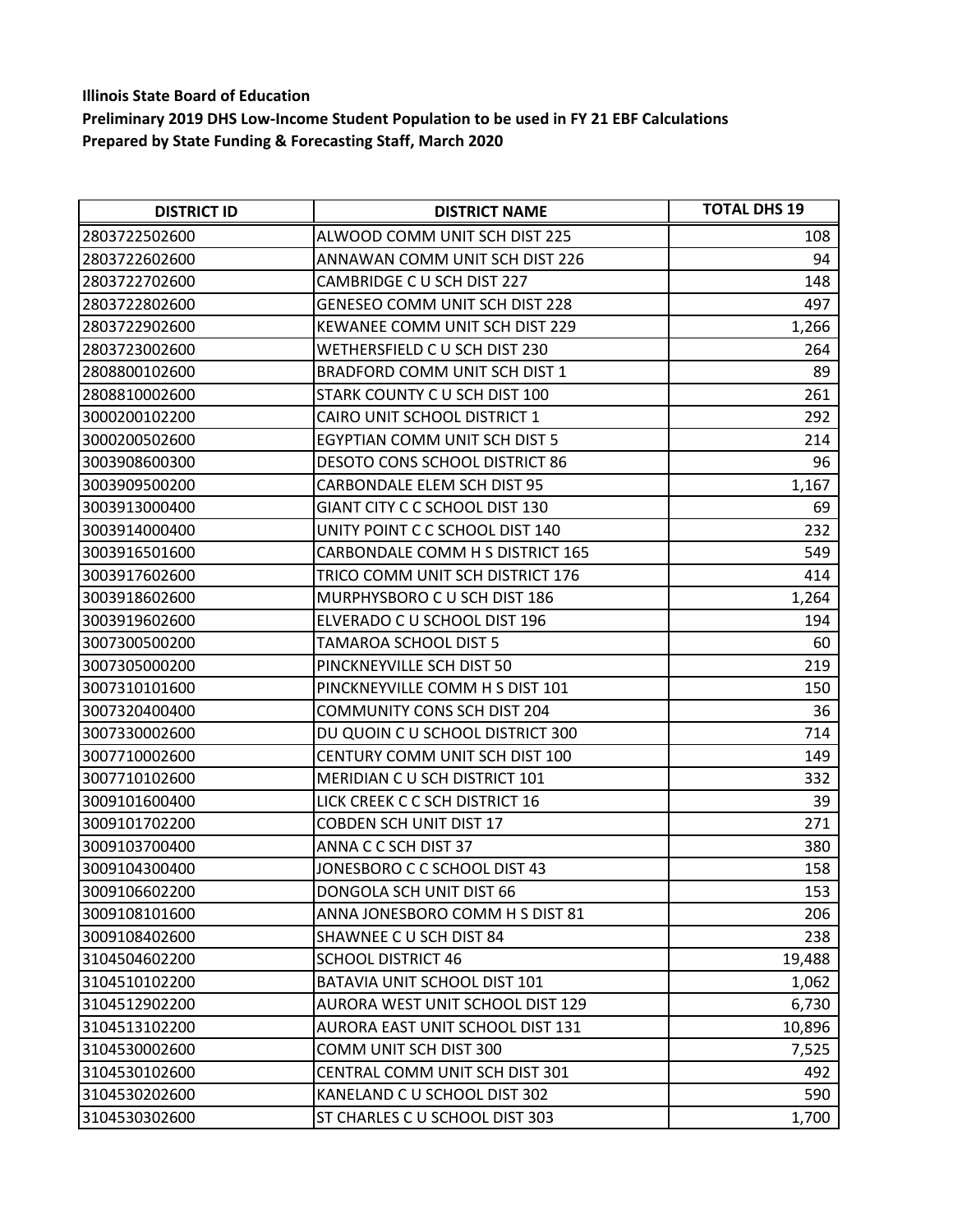**Illinois State Board of Education**
**Preliminary 2019 DHS Low-Income Student Population to be used in FY 21 EBF Calculations**
**Prepared by State Funding & Forecasting Staff, March 2020**

| DISTRICT ID | DISTRICT NAME | TOTAL DHS 19 |
|---|---|---:|
| 2803722502600 | ALWOOD COMM UNIT SCH DIST 225 | 108 |
| 2803722602600 | ANNAWAN COMM UNIT SCH DIST 226 | 94 |
| 2803722702600 | CAMBRIDGE C U SCH DIST 227 | 148 |
| 2803722802600 | GENESEO COMM UNIT SCH DIST 228 | 497 |
| 2803722902600 | KEWANEE COMM UNIT SCH DIST 229 | 1,266 |
| 2803723002600 | WETHERSFIELD C U SCH DIST 230 | 264 |
| 2808800102600 | BRADFORD COMM UNIT SCH DIST 1 | 89 |
| 2808810002600 | STARK COUNTY C U SCH DIST 100 | 261 |
| 3000200102200 | CAIRO UNIT SCHOOL DISTRICT 1 | 292 |
| 3000200502600 | EGYPTIAN COMM UNIT SCH DIST 5 | 214 |
| 3003908600300 | DESOTO CONS SCHOOL DISTRICT 86 | 96 |
| 3003909500200 | CARBONDALE ELEM SCH DIST 95 | 1,167 |
| 3003913000400 | GIANT CITY C C SCHOOL DIST 130 | 69 |
| 3003914000400 | UNITY POINT C C SCHOOL DIST 140 | 232 |
| 3003916501600 | CARBONDALE COMM H S DISTRICT 165 | 549 |
| 3003917602600 | TRICO COMM UNIT SCH DISTRICT 176 | 414 |
| 3003918602600 | MURPHYSBORO C U SCH DIST 186 | 1,264 |
| 3003919602600 | ELVERADO C U SCHOOL DIST 196 | 194 |
| 3007300500200 | TAMAROA SCHOOL DIST 5 | 60 |
| 3007305000200 | PINCKNEYVILLE SCH DIST 50 | 219 |
| 3007310101600 | PINCKNEYVILLE COMM H S DIST 101 | 150 |
| 3007320400400 | COMMUNITY CONS SCH DIST 204 | 36 |
| 3007330002600 | DU QUOIN C U SCHOOL DISTRICT 300 | 714 |
| 3007710002600 | CENTURY COMM UNIT SCH DIST 100 | 149 |
| 3007710102600 | MERIDIAN C U SCH DISTRICT 101 | 332 |
| 3009101600400 | LICK CREEK C C SCH DISTRICT 16 | 39 |
| 3009101702200 | COBDEN SCH UNIT DIST 17 | 271 |
| 3009103700400 | ANNA C C SCH DIST 37 | 380 |
| 3009104300400 | JONESBORO C C SCHOOL DIST 43 | 158 |
| 3009106602200 | DONGOLA SCH UNIT DIST 66 | 153 |
| 3009108101600 | ANNA JONESBORO COMM H S DIST 81 | 206 |
| 3009108402600 | SHAWNEE C U SCH DIST 84 | 238 |
| 3104504602200 | SCHOOL DISTRICT 46 | 19,488 |
| 3104510102200 | BATAVIA UNIT SCHOOL DIST 101 | 1,062 |
| 3104512902200 | AURORA WEST UNIT SCHOOL DIST 129 | 6,730 |
| 3104513102200 | AURORA EAST UNIT SCHOOL DIST 131 | 10,896 |
| 3104530002600 | COMM UNIT SCH DIST 300 | 7,525 |
| 3104530102600 | CENTRAL COMM UNIT SCH DIST 301 | 492 |
| 3104530202600 | KANELAND C U SCHOOL DIST 302 | 590 |
| 3104530302600 | ST CHARLES C U SCHOOL DIST 303 | 1,700 |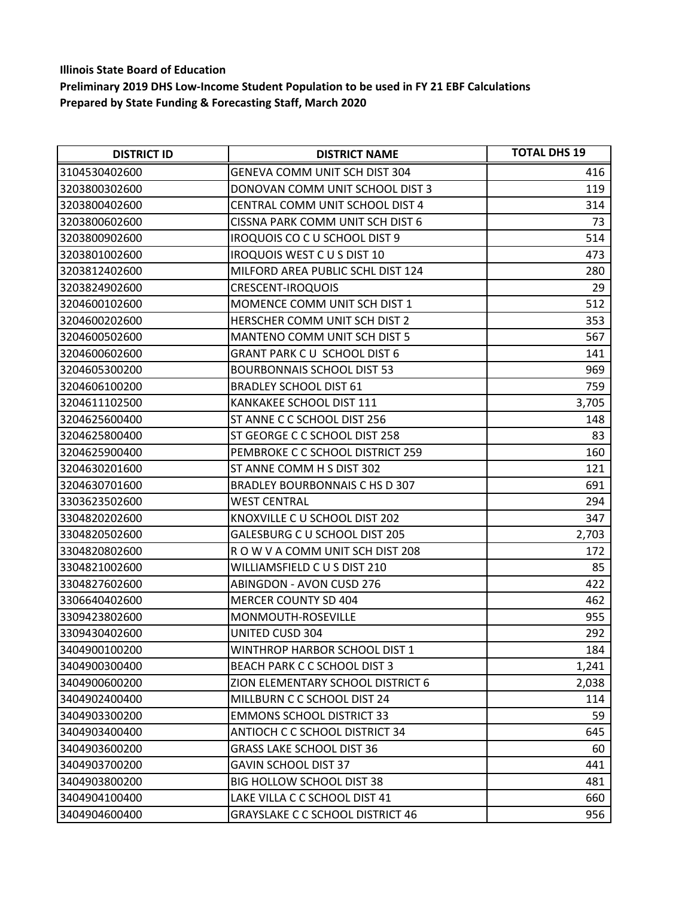**Illinois State Board of Education**
**Preliminary 2019 DHS Low-Income Student Population to be used in FY 21 EBF Calculations**
**Prepared by State Funding & Forecasting Staff, March 2020**

| DISTRICT ID | DISTRICT NAME | TOTAL DHS 19 |
|---|---|---|
| 3104530402600 | GENEVA COMM UNIT SCH DIST 304 | 416 |
| 3203800302600 | DONOVAN COMM UNIT SCHOOL DIST 3 | 119 |
| 3203800402600 | CENTRAL COMM UNIT SCHOOL DIST 4 | 314 |
| 3203800602600 | CISSNA PARK COMM UNIT SCH DIST 6 | 73 |
| 3203800902600 | IROQUOIS CO C U SCHOOL DIST 9 | 514 |
| 3203801002600 | IROQUOIS WEST C U S DIST 10 | 473 |
| 3203812402600 | MILFORD AREA PUBLIC SCHL DIST 124 | 280 |
| 3203824902600 | CRESCENT-IROQUOIS | 29 |
| 3204600102600 | MOMENCE COMM UNIT SCH DIST 1 | 512 |
| 3204600202600 | HERSCHER COMM UNIT SCH DIST 2 | 353 |
| 3204600502600 | MANTENO COMM UNIT SCH DIST 5 | 567 |
| 3204600602600 | GRANT PARK C U SCHOOL DIST 6 | 141 |
| 3204605300200 | BOURBONNAIS SCHOOL DIST 53 | 969 |
| 3204606100200 | BRADLEY SCHOOL DIST 61 | 759 |
| 3204611102500 | KANKAKEE SCHOOL DIST 111 | 3,705 |
| 3204625600400 | ST ANNE C C SCHOOL DIST 256 | 148 |
| 3204625800400 | ST GEORGE C C SCHOOL DIST 258 | 83 |
| 3204625900400 | PEMBROKE C C SCHOOL DISTRICT 259 | 160 |
| 3204630201600 | ST ANNE COMM H S DIST 302 | 121 |
| 3204630701600 | BRADLEY BOURBONNAIS C HS D 307 | 691 |
| 3303623502600 | WEST CENTRAL | 294 |
| 3304820202600 | KNOXVILLE C U SCHOOL DIST 202 | 347 |
| 3304820502600 | GALESBURG C U SCHOOL DIST 205 | 2,703 |
| 3304820802600 | R O W V A COMM UNIT SCH DIST 208 | 172 |
| 3304821002600 | WILLIAMSFIELD C U S DIST 210 | 85 |
| 3304827602600 | ABINGDON - AVON CUSD 276 | 422 |
| 3306640402600 | MERCER COUNTY SD 404 | 462 |
| 3309423802600 | MONMOUTH-ROSEVILLE | 955 |
| 3309430402600 | UNITED CUSD 304 | 292 |
| 3404900100200 | WINTHROP HARBOR SCHOOL DIST 1 | 184 |
| 3404900300400 | BEACH PARK C C SCHOOL DIST 3 | 1,241 |
| 3404900600200 | ZION ELEMENTARY SCHOOL DISTRICT 6 | 2,038 |
| 3404902400400 | MILLBURN C C SCHOOL DIST 24 | 114 |
| 3404903300200 | EMMONS SCHOOL DISTRICT 33 | 59 |
| 3404903400400 | ANTIOCH C C SCHOOL DISTRICT 34 | 645 |
| 3404903600200 | GRASS LAKE SCHOOL DIST 36 | 60 |
| 3404903700200 | GAVIN SCHOOL DIST 37 | 441 |
| 3404903800200 | BIG HOLLOW SCHOOL DIST 38 | 481 |
| 3404904100400 | LAKE VILLA C C SCHOOL DIST 41 | 660 |
| 3404904600400 | GRAYSLAKE C C SCHOOL DISTRICT 46 | 956 |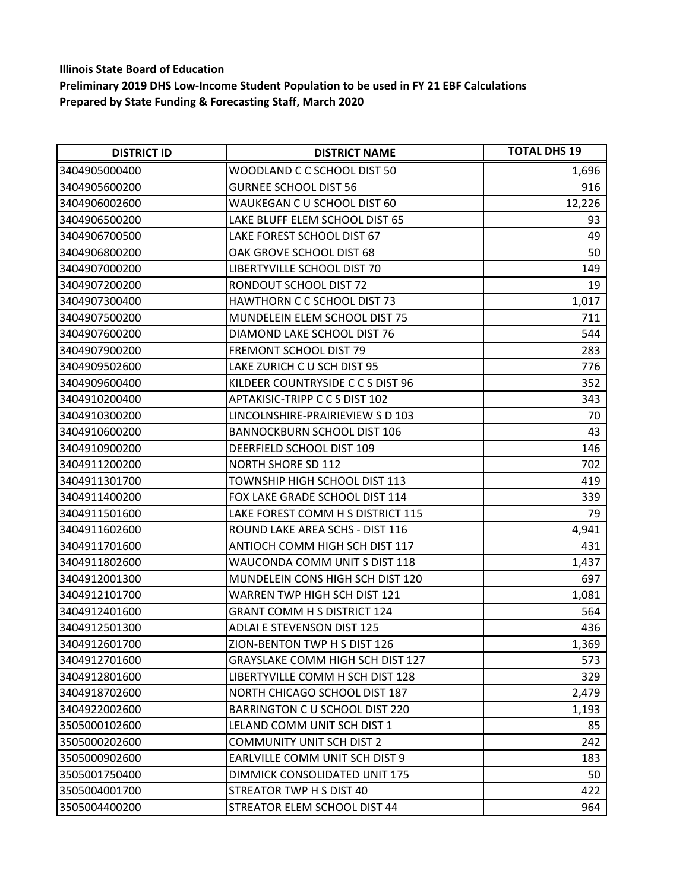**Illinois State Board of Education**

**Preliminary 2019 DHS Low-Income Student Population to be used in FY 21 EBF Calculations**

**Prepared by State Funding & Forecasting Staff, March 2020**

| DISTRICT ID | DISTRICT NAME | TOTAL DHS 19 |
|---|---|---|
| 3404905000400 | WOODLAND C C SCHOOL DIST 50 | 1,696 |
| 3404905600200 | GURNEE SCHOOL DIST 56 | 916 |
| 3404906002600 | WAUKEGAN C U SCHOOL DIST 60 | 12,226 |
| 3404906500200 | LAKE BLUFF ELEM SCHOOL DIST 65 | 93 |
| 3404906700500 | LAKE FOREST SCHOOL DIST 67 | 49 |
| 3404906800200 | OAK GROVE SCHOOL DIST 68 | 50 |
| 3404907000200 | LIBERTYVILLE SCHOOL DIST 70 | 149 |
| 3404907200200 | RONDOUT SCHOOL DIST 72 | 19 |
| 3404907300400 | HAWTHORN C C SCHOOL DIST 73 | 1,017 |
| 3404907500200 | MUNDELEIN ELEM SCHOOL DIST 75 | 711 |
| 3404907600200 | DIAMOND LAKE SCHOOL DIST 76 | 544 |
| 3404907900200 | FREMONT SCHOOL DIST 79 | 283 |
| 3404909502600 | LAKE ZURICH C U SCH DIST 95 | 776 |
| 3404909600400 | KILDEER COUNTRYSIDE C C S DIST 96 | 352 |
| 3404910200400 | APTAKISIC-TRIPP C C S DIST 102 | 343 |
| 3404910300200 | LINCOLNSHIRE-PRAIRIEVIEW S D 103 | 70 |
| 3404910600200 | BANNOCKBURN SCHOOL DIST 106 | 43 |
| 3404910900200 | DEERFIELD SCHOOL DIST 109 | 146 |
| 3404911200200 | NORTH SHORE SD 112 | 702 |
| 3404911301700 | TOWNSHIP HIGH SCHOOL DIST 113 | 419 |
| 3404911400200 | FOX LAKE GRADE SCHOOL DIST 114 | 339 |
| 3404911501600 | LAKE FOREST COMM H S DISTRICT 115 | 79 |
| 3404911602600 | ROUND LAKE AREA SCHS - DIST 116 | 4,941 |
| 3404911701600 | ANTIOCH COMM HIGH SCH DIST 117 | 431 |
| 3404911802600 | WAUCONDA COMM UNIT S DIST 118 | 1,437 |
| 3404912001300 | MUNDELEIN CONS HIGH SCH DIST 120 | 697 |
| 3404912101700 | WARREN TWP HIGH SCH DIST 121 | 1,081 |
| 3404912401600 | GRANT COMM H S DISTRICT 124 | 564 |
| 3404912501300 | ADLAI E STEVENSON DIST 125 | 436 |
| 3404912601700 | ZION-BENTON TWP H S DIST 126 | 1,369 |
| 3404912701600 | GRAYSLAKE COMM HIGH SCH DIST 127 | 573 |
| 3404912801600 | LIBERTYVILLE COMM H SCH DIST 128 | 329 |
| 3404918702600 | NORTH CHICAGO SCHOOL DIST 187 | 2,479 |
| 3404922002600 | BARRINGTON C U SCHOOL DIST 220 | 1,193 |
| 3505000102600 | LELAND COMM UNIT SCH DIST 1 | 85 |
| 3505000202600 | COMMUNITY UNIT SCH DIST 2 | 242 |
| 3505000902600 | EARLVILLE COMM UNIT SCH DIST 9 | 183 |
| 3505001750400 | DIMMICK CONSOLIDATED UNIT 175 | 50 |
| 3505004001700 | STREATOR TWP H S DIST 40 | 422 |
| 3505004400200 | STREATOR ELEM SCHOOL DIST 44 | 964 |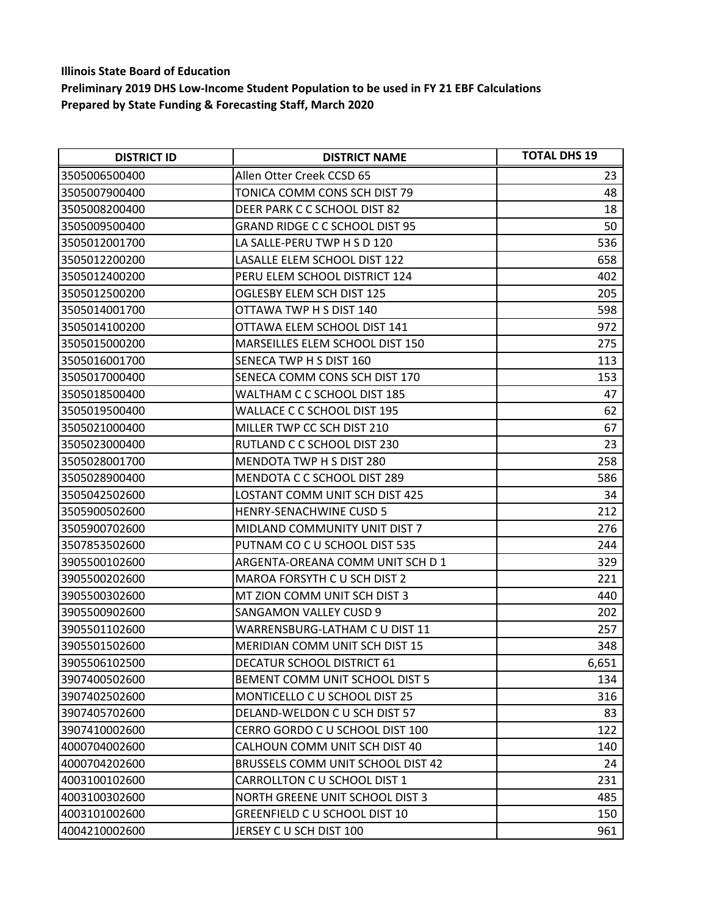**Illinois State Board of Education**
**Preliminary 2019 DHS Low-Income Student Population to be used in FY 21 EBF Calculations**
**Prepared by State Funding & Forecasting Staff, March 2020**

| DISTRICT ID | DISTRICT NAME | TOTAL DHS 19 |
|---|---|---|
| 3505006500400 | Allen Otter Creek CCSD 65 | 23 |
| 3505007900400 | TONICA COMM CONS SCH DIST 79 | 48 |
| 3505008200400 | DEER PARK C C SCHOOL DIST 82 | 18 |
| 3505009500400 | GRAND RIDGE C C SCHOOL DIST 95 | 50 |
| 3505012001700 | LA SALLE-PERU TWP H S D 120 | 536 |
| 3505012200200 | LASALLE ELEM SCHOOL DIST 122 | 658 |
| 3505012400200 | PERU ELEM SCHOOL DISTRICT 124 | 402 |
| 3505012500200 | OGLESBY ELEM SCH DIST 125 | 205 |
| 3505014001700 | OTTAWA TWP H S DIST 140 | 598 |
| 3505014100200 | OTTAWA ELEM SCHOOL DIST 141 | 972 |
| 3505015000200 | MARSEILLES ELEM SCHOOL DIST 150 | 275 |
| 3505016001700 | SENECA TWP H S DIST 160 | 113 |
| 3505017000400 | SENECA COMM CONS SCH DIST 170 | 153 |
| 3505018500400 | WALTHAM C C SCHOOL DIST 185 | 47 |
| 3505019500400 | WALLACE C C SCHOOL DIST 195 | 62 |
| 3505021000400 | MILLER TWP CC SCH DIST 210 | 67 |
| 3505023000400 | RUTLAND C C SCHOOL DIST 230 | 23 |
| 3505028001700 | MENDOTA TWP H S DIST 280 | 258 |
| 3505028900400 | MENDOTA C C SCHOOL DIST 289 | 586 |
| 3505042502600 | LOSTANT COMM UNIT SCH DIST 425 | 34 |
| 3505900502600 | HENRY-SENACHWINE CUSD 5 | 212 |
| 3505900702600 | MIDLAND COMMUNITY UNIT DIST 7 | 276 |
| 3507853502600 | PUTNAM CO C U SCHOOL DIST 535 | 244 |
| 3905500102600 | ARGENTA-OREANA COMM UNIT SCH D 1 | 329 |
| 3905500202600 | MAROA FORSYTH C U SCH DIST 2 | 221 |
| 3905500302600 | MT ZION COMM UNIT SCH DIST 3 | 440 |
| 3905500902600 | SANGAMON VALLEY CUSD 9 | 202 |
| 3905501102600 | WARRENSBURG-LATHAM C U DIST 11 | 257 |
| 3905501502600 | MERIDIAN COMM UNIT SCH DIST 15 | 348 |
| 3905506102500 | DECATUR SCHOOL DISTRICT 61 | 6,651 |
| 3907400502600 | BEMENT COMM UNIT SCHOOL DIST 5 | 134 |
| 3907402502600 | MONTICELLO C U SCHOOL DIST 25 | 316 |
| 3907405702600 | DELAND-WELDON C U SCH DIST 57 | 83 |
| 3907410002600 | CERRO GORDO C U SCHOOL DIST 100 | 122 |
| 4000704002600 | CALHOUN COMM UNIT SCH DIST 40 | 140 |
| 4000704202600 | BRUSSELS COMM UNIT SCHOOL DIST 42 | 24 |
| 4003100102600 | CARROLLTON C U SCHOOL DIST 1 | 231 |
| 4003100302600 | NORTH GREENE UNIT SCHOOL DIST 3 | 485 |
| 4003101002600 | GREENFIELD C U SCHOOL DIST 10 | 150 |
| 4004210002600 | JERSEY C U SCH DIST 100 | 961 |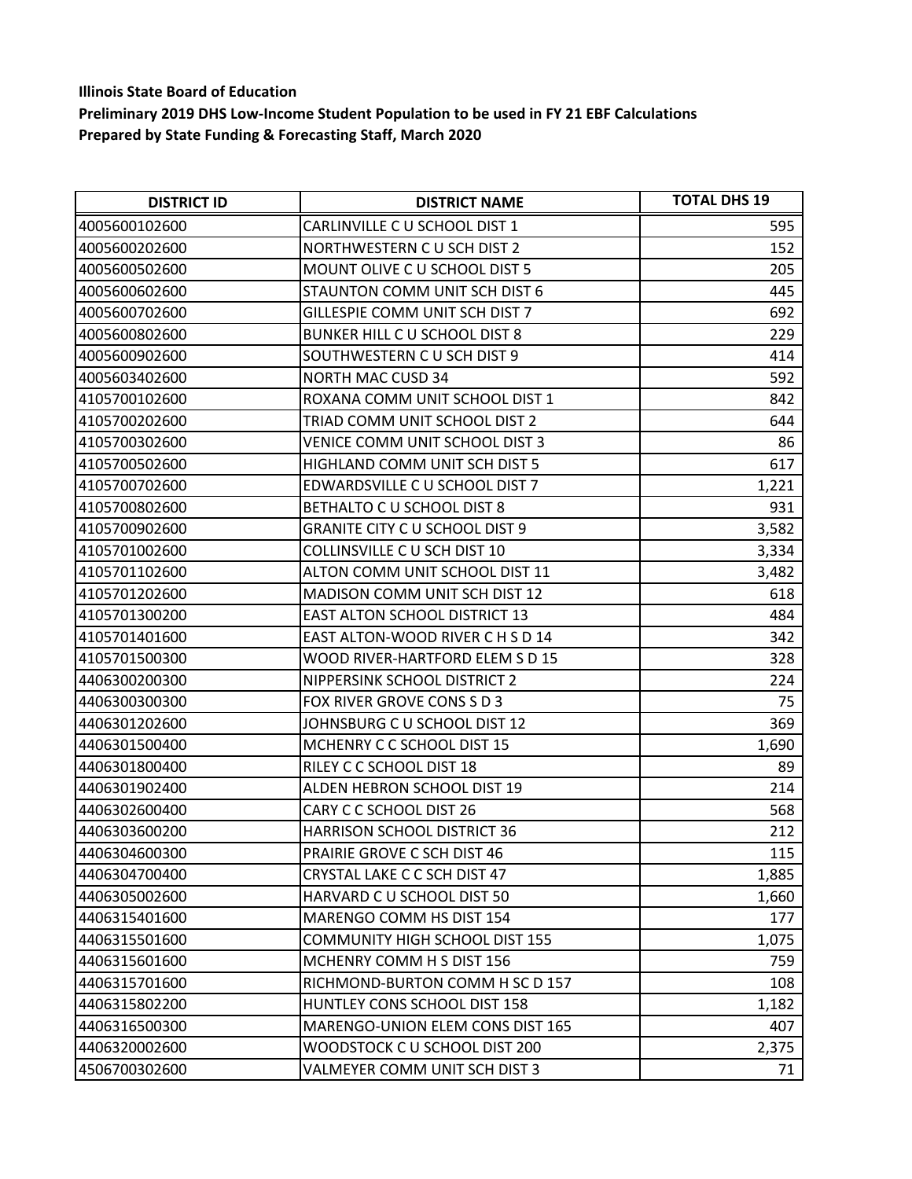**Illinois State Board of Education**
**Preliminary 2019 DHS Low-Income Student Population to be used in FY 21 EBF Calculations**
**Prepared by State Funding & Forecasting Staff, March 2020**

| DISTRICT ID | DISTRICT NAME | TOTAL DHS 19 |
|---|---|---|
| 4005600102600 | CARLINVILLE C U SCHOOL DIST 1 | 595 |
| 4005600202600 | NORTHWESTERN C U SCH DIST 2 | 152 |
| 4005600502600 | MOUNT OLIVE C U SCHOOL DIST 5 | 205 |
| 4005600602600 | STAUNTON COMM UNIT SCH DIST 6 | 445 |
| 4005600702600 | GILLESPIE COMM UNIT SCH DIST 7 | 692 |
| 4005600802600 | BUNKER HILL C U SCHOOL DIST 8 | 229 |
| 4005600902600 | SOUTHWESTERN C U SCH DIST 9 | 414 |
| 4005603402600 | NORTH MAC CUSD 34 | 592 |
| 4105700102600 | ROXANA COMM UNIT SCHOOL DIST 1 | 842 |
| 4105700202600 | TRIAD COMM UNIT SCHOOL DIST 2 | 644 |
| 4105700302600 | VENICE COMM UNIT SCHOOL DIST 3 | 86 |
| 4105700502600 | HIGHLAND COMM UNIT SCH DIST 5 | 617 |
| 4105700702600 | EDWARDSVILLE C U SCHOOL DIST 7 | 1,221 |
| 4105700802600 | BETHALTO C U SCHOOL DIST 8 | 931 |
| 4105700902600 | GRANITE CITY C U SCHOOL DIST 9 | 3,582 |
| 4105701002600 | COLLINSVILLE C U SCH DIST 10 | 3,334 |
| 4105701102600 | ALTON COMM UNIT SCHOOL DIST 11 | 3,482 |
| 4105701202600 | MADISON COMM UNIT SCH DIST 12 | 618 |
| 4105701300200 | EAST ALTON SCHOOL DISTRICT 13 | 484 |
| 4105701401600 | EAST ALTON-WOOD RIVER C H S D 14 | 342 |
| 4105701500300 | WOOD RIVER-HARTFORD ELEM S D 15 | 328 |
| 4406300200300 | NIPPERSINK SCHOOL DISTRICT 2 | 224 |
| 4406300300300 | FOX RIVER GROVE CONS S D 3 | 75 |
| 4406301202600 | JOHNSBURG C U SCHOOL DIST 12 | 369 |
| 4406301500400 | MCHENRY C C SCHOOL DIST 15 | 1,690 |
| 4406301800400 | RILEY C C SCHOOL DIST 18 | 89 |
| 4406301902400 | ALDEN HEBRON SCHOOL DIST 19 | 214 |
| 4406302600400 | CARY C C SCHOOL DIST 26 | 568 |
| 4406303600200 | HARRISON SCHOOL DISTRICT 36 | 212 |
| 4406304600300 | PRAIRIE GROVE C SCH DIST 46 | 115 |
| 4406304700400 | CRYSTAL LAKE C C SCH DIST 47 | 1,885 |
| 4406305002600 | HARVARD C U SCHOOL DIST 50 | 1,660 |
| 4406315401600 | MARENGO COMM HS DIST 154 | 177 |
| 4406315501600 | COMMUNITY HIGH SCHOOL DIST 155 | 1,075 |
| 4406315601600 | MCHENRY COMM H S DIST 156 | 759 |
| 4406315701600 | RICHMOND-BURTON COMM H SC D 157 | 108 |
| 4406315802200 | HUNTLEY CONS SCHOOL DIST 158 | 1,182 |
| 4406316500300 | MARENGO-UNION ELEM CONS DIST 165 | 407 |
| 4406320002600 | WOODSTOCK C U SCHOOL DIST 200 | 2,375 |
| 4506700302600 | VALMEYER COMM UNIT SCH DIST 3 | 71 |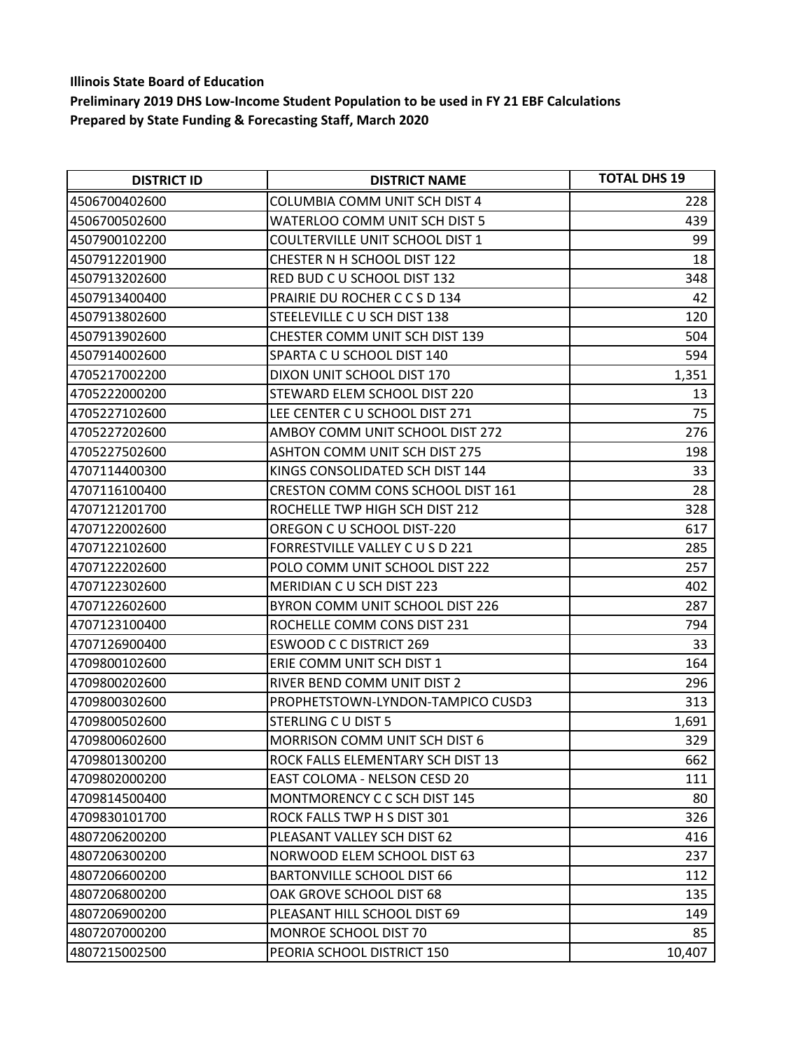**Illinois State Board of Education**
**Preliminary 2019 DHS Low-Income Student Population to be used in FY 21 EBF Calculations**
**Prepared by State Funding & Forecasting Staff, March 2020**

| DISTRICT ID | DISTRICT NAME | TOTAL DHS 19 |
|---|---|---|
| 4506700402600 | COLUMBIA COMM UNIT SCH DIST 4 | 228 |
| 4506700502600 | WATERLOO COMM UNIT SCH DIST 5 | 439 |
| 4507900102200 | COULTERVILLE UNIT SCHOOL DIST 1 | 99 |
| 4507912201900 | CHESTER N H SCHOOL DIST 122 | 18 |
| 4507913202600 | RED BUD C U SCHOOL DIST 132 | 348 |
| 4507913400400 | PRAIRIE DU ROCHER C C S D 134 | 42 |
| 4507913802600 | STEELEVILLE C U SCH DIST 138 | 120 |
| 4507913902600 | CHESTER COMM UNIT SCH DIST 139 | 504 |
| 4507914002600 | SPARTA C U SCHOOL DIST 140 | 594 |
| 4705217002200 | DIXON UNIT SCHOOL DIST 170 | 1,351 |
| 4705222000200 | STEWARD ELEM SCHOOL DIST 220 | 13 |
| 4705227102600 | LEE CENTER C U SCHOOL DIST 271 | 75 |
| 4705227202600 | AMBOY COMM UNIT SCHOOL DIST 272 | 276 |
| 4705227502600 | ASHTON COMM UNIT SCH DIST 275 | 198 |
| 4707114400300 | KINGS CONSOLIDATED SCH DIST 144 | 33 |
| 4707116100400 | CRESTON COMM CONS SCHOOL DIST 161 | 28 |
| 4707121201700 | ROCHELLE TWP HIGH SCH DIST 212 | 328 |
| 4707122002600 | OREGON C U SCHOOL DIST-220 | 617 |
| 4707122102600 | FORRESTVILLE VALLEY C U S D 221 | 285 |
| 4707122202600 | POLO COMM UNIT SCHOOL DIST 222 | 257 |
| 4707122302600 | MERIDIAN C U SCH DIST 223 | 402 |
| 4707122602600 | BYRON COMM UNIT SCHOOL DIST 226 | 287 |
| 4707123100400 | ROCHELLE COMM CONS DIST 231 | 794 |
| 4707126900400 | ESWOOD C C DISTRICT 269 | 33 |
| 4709800102600 | ERIE COMM UNIT SCH DIST 1 | 164 |
| 4709800202600 | RIVER BEND COMM UNIT DIST 2 | 296 |
| 4709800302600 | PROPHETSTOWN-LYNDON-TAMPICO CUSD3 | 313 |
| 4709800502600 | STERLING C U DIST 5 | 1,691 |
| 4709800602600 | MORRISON COMM UNIT SCH DIST 6 | 329 |
| 4709801300200 | ROCK FALLS ELEMENTARY SCH DIST 13 | 662 |
| 4709802000200 | EAST COLOMA - NELSON CESD 20 | 111 |
| 4709814500400 | MONTMORENCY C C SCH DIST 145 | 80 |
| 4709830101700 | ROCK FALLS TWP H S DIST 301 | 326 |
| 4807206200200 | PLEASANT VALLEY SCH DIST 62 | 416 |
| 4807206300200 | NORWOOD ELEM SCHOOL DIST 63 | 237 |
| 4807206600200 | BARTONVILLE SCHOOL DIST 66 | 112 |
| 4807206800200 | OAK GROVE SCHOOL DIST 68 | 135 |
| 4807206900200 | PLEASANT HILL SCHOOL DIST 69 | 149 |
| 4807207000200 | MONROE SCHOOL DIST 70 | 85 |
| 4807215002500 | PEORIA SCHOOL DISTRICT 150 | 10,407 |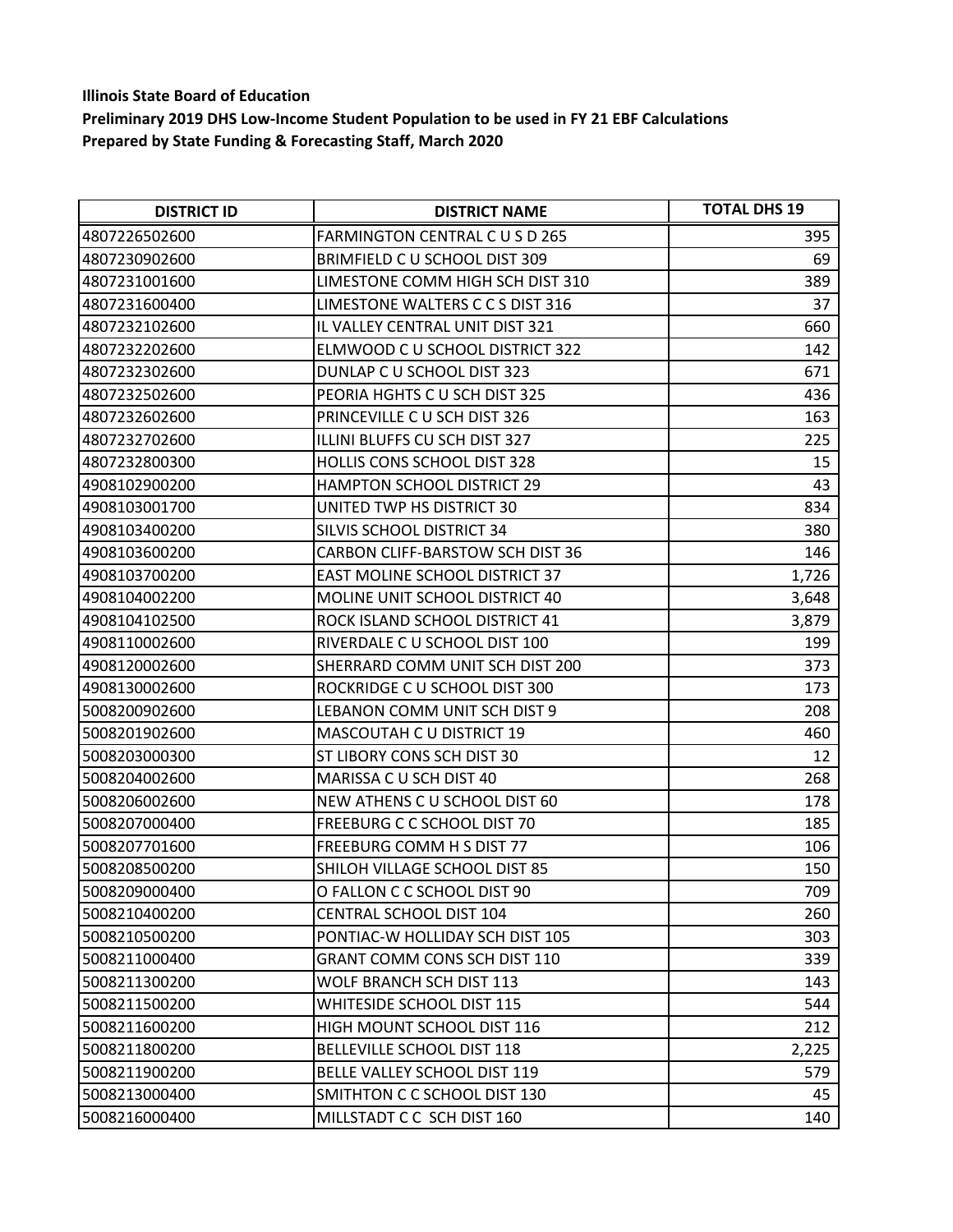**Illinois State Board of Education**
**Preliminary 2019 DHS Low-Income Student Population to be used in FY 21 EBF Calculations**
**Prepared by State Funding & Forecasting Staff, March 2020**

| DISTRICT ID | DISTRICT NAME | TOTAL DHS 19 |
|---|---|---|
| 4807226502600 | FARMINGTON CENTRAL C U S D 265 | 395 |
| 4807230902600 | BRIMFIELD C U SCHOOL DIST 309 | 69 |
| 4807231001600 | LIMESTONE COMM HIGH SCH DIST 310 | 389 |
| 4807231600400 | LIMESTONE WALTERS C C S DIST 316 | 37 |
| 4807232102600 | IL VALLEY CENTRAL UNIT DIST 321 | 660 |
| 4807232202600 | ELMWOOD C U SCHOOL DISTRICT 322 | 142 |
| 4807232302600 | DUNLAP C U SCHOOL DIST 323 | 671 |
| 4807232502600 | PEORIA HGHTS C U SCH DIST 325 | 436 |
| 4807232602600 | PRINCEVILLE C U SCH DIST 326 | 163 |
| 4807232702600 | ILLINI BLUFFS CU SCH DIST 327 | 225 |
| 4807232800300 | HOLLIS CONS SCHOOL DIST 328 | 15 |
| 4908102900200 | HAMPTON SCHOOL DISTRICT 29 | 43 |
| 4908103001700 | UNITED TWP HS DISTRICT 30 | 834 |
| 4908103400200 | SILVIS SCHOOL DISTRICT 34 | 380 |
| 4908103600200 | CARBON CLIFF-BARSTOW SCH DIST 36 | 146 |
| 4908103700200 | EAST MOLINE SCHOOL DISTRICT 37 | 1,726 |
| 4908104002200 | MOLINE UNIT SCHOOL DISTRICT 40 | 3,648 |
| 4908104102500 | ROCK ISLAND SCHOOL DISTRICT 41 | 3,879 |
| 4908110002600 | RIVERDALE C U SCHOOL DIST 100 | 199 |
| 4908120002600 | SHERRARD COMM UNIT SCH DIST 200 | 373 |
| 4908130002600 | ROCKRIDGE C U SCHOOL DIST 300 | 173 |
| 5008200902600 | LEBANON COMM UNIT SCH DIST 9 | 208 |
| 5008201902600 | MASCOUTAH C U DISTRICT 19 | 460 |
| 5008203000300 | ST LIBORY CONS SCH DIST 30 | 12 |
| 5008204002600 | MARISSA C U SCH DIST 40 | 268 |
| 5008206002600 | NEW ATHENS C U SCHOOL DIST 60 | 178 |
| 5008207000400 | FREEBURG C C SCHOOL DIST 70 | 185 |
| 5008207701600 | FREEBURG COMM H S DIST 77 | 106 |
| 5008208500200 | SHILOH VILLAGE SCHOOL DIST 85 | 150 |
| 5008209000400 | O FALLON C C SCHOOL DIST 90 | 709 |
| 5008210400200 | CENTRAL SCHOOL DIST 104 | 260 |
| 5008210500200 | PONTIAC-W HOLLIDAY SCH DIST 105 | 303 |
| 5008211000400 | GRANT COMM CONS SCH DIST 110 | 339 |
| 5008211300200 | WOLF BRANCH SCH DIST 113 | 143 |
| 5008211500200 | WHITESIDE SCHOOL DIST 115 | 544 |
| 5008211600200 | HIGH MOUNT SCHOOL DIST 116 | 212 |
| 5008211800200 | BELLEVILLE SCHOOL DIST 118 | 2,225 |
| 5008211900200 | BELLE VALLEY SCHOOL DIST 119 | 579 |
| 5008213000400 | SMITHTON C C SCHOOL DIST 130 | 45 |
| 5008216000400 | MILLSTADT C C SCH DIST 160 | 140 |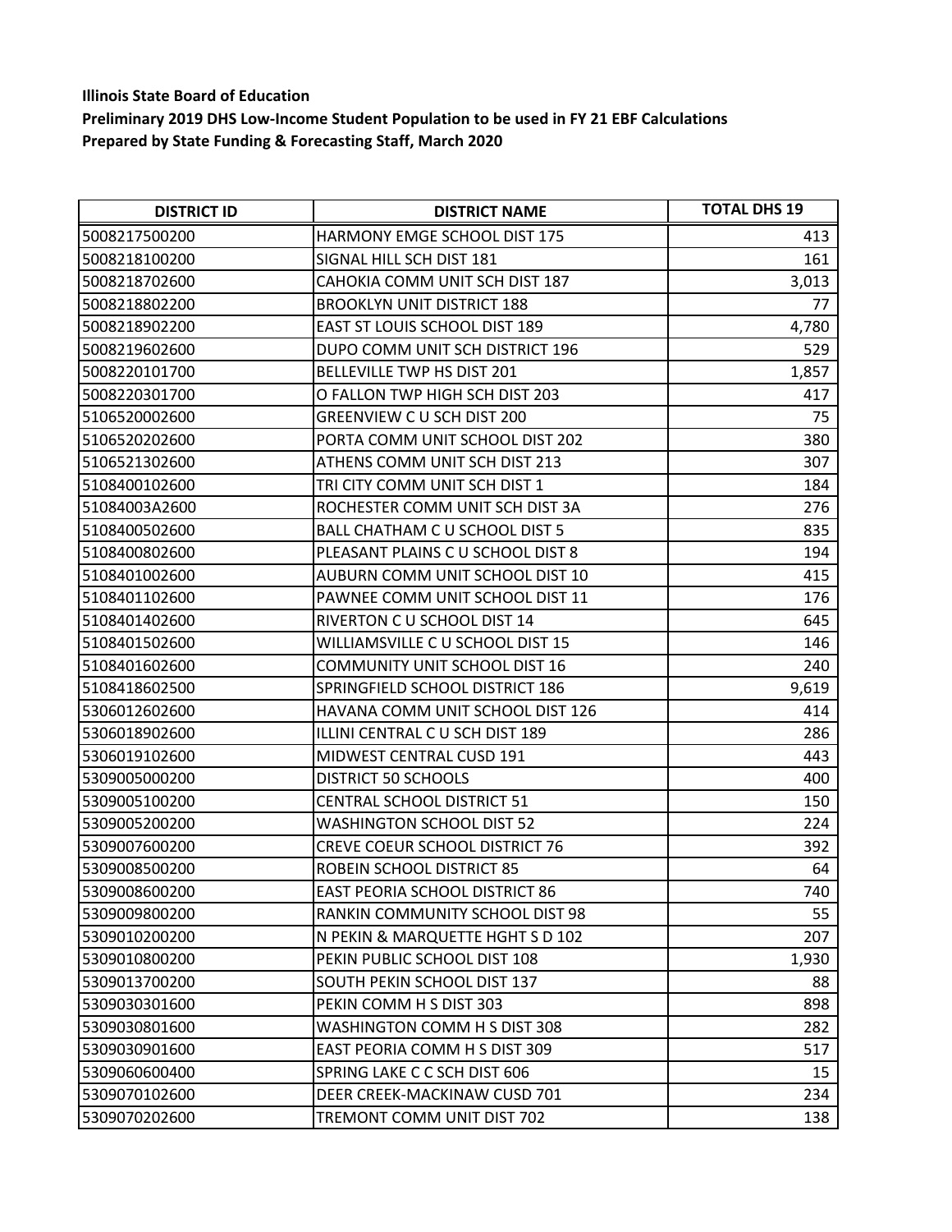**Illinois State Board of Education**

**Preliminary 2019 DHS Low-Income Student Population to be used in FY 21 EBF Calculations**

**Prepared by State Funding & Forecasting Staff, March 2020**

| DISTRICT ID | DISTRICT NAME | TOTAL DHS 19 |
|---|---|---|
| 5008217500200 | HARMONY EMGE SCHOOL DIST 175 | 413 |
| 5008218100200 | SIGNAL HILL SCH DIST 181 | 161 |
| 5008218702600 | CAHOKIA COMM UNIT SCH DIST 187 | 3,013 |
| 5008218802200 | BROOKLYN UNIT DISTRICT 188 | 77 |
| 5008218902200 | EAST ST LOUIS SCHOOL DIST 189 | 4,780 |
| 5008219602600 | DUPO COMM UNIT SCH DISTRICT 196 | 529 |
| 5008220101700 | BELLEVILLE TWP HS DIST 201 | 1,857 |
| 5008220301700 | O FALLON TWP HIGH SCH DIST 203 | 417 |
| 5106520002600 | GREENVIEW C U SCH DIST 200 | 75 |
| 5106520202600 | PORTA COMM UNIT SCHOOL DIST 202 | 380 |
| 5106521302600 | ATHENS COMM UNIT SCH DIST 213 | 307 |
| 5108400102600 | TRI CITY COMM UNIT SCH DIST 1 | 184 |
| 51084003A2600 | ROCHESTER COMM UNIT SCH DIST 3A | 276 |
| 5108400502600 | BALL CHATHAM C U SCHOOL DIST 5 | 835 |
| 5108400802600 | PLEASANT PLAINS C U SCHOOL DIST 8 | 194 |
| 5108401002600 | AUBURN COMM UNIT SCHOOL DIST 10 | 415 |
| 5108401102600 | PAWNEE COMM UNIT SCHOOL DIST 11 | 176 |
| 5108401402600 | RIVERTON C U SCHOOL DIST 14 | 645 |
| 5108401502600 | WILLIAMSVILLE C U SCHOOL DIST 15 | 146 |
| 5108401602600 | COMMUNITY UNIT SCHOOL DIST 16 | 240 |
| 5108418602500 | SPRINGFIELD SCHOOL DISTRICT 186 | 9,619 |
| 5306012602600 | HAVANA COMM UNIT SCHOOL DIST 126 | 414 |
| 5306018902600 | ILLINI CENTRAL C U SCH DIST 189 | 286 |
| 5306019102600 | MIDWEST CENTRAL CUSD 191 | 443 |
| 5309005000200 | DISTRICT 50 SCHOOLS | 400 |
| 5309005100200 | CENTRAL SCHOOL DISTRICT 51 | 150 |
| 5309005200200 | WASHINGTON SCHOOL DIST 52 | 224 |
| 5309007600200 | CREVE COEUR SCHOOL DISTRICT 76 | 392 |
| 5309008500200 | ROBEIN SCHOOL DISTRICT 85 | 64 |
| 5309008600200 | EAST PEORIA SCHOOL DISTRICT 86 | 740 |
| 5309009800200 | RANKIN COMMUNITY SCHOOL DIST 98 | 55 |
| 5309010200200 | N PEKIN & MARQUETTE HGHT S D 102 | 207 |
| 5309010800200 | PEKIN PUBLIC SCHOOL DIST 108 | 1,930 |
| 5309013700200 | SOUTH PEKIN SCHOOL DIST 137 | 88 |
| 5309030301600 | PEKIN COMM H S DIST 303 | 898 |
| 5309030801600 | WASHINGTON COMM H S DIST 308 | 282 |
| 5309030901600 | EAST PEORIA COMM H S DIST 309 | 517 |
| 5309060600400 | SPRING LAKE C C SCH DIST 606 | 15 |
| 5309070102600 | DEER CREEK-MACKINAW CUSD 701 | 234 |
| 5309070202600 | TREMONT COMM UNIT DIST 702 | 138 |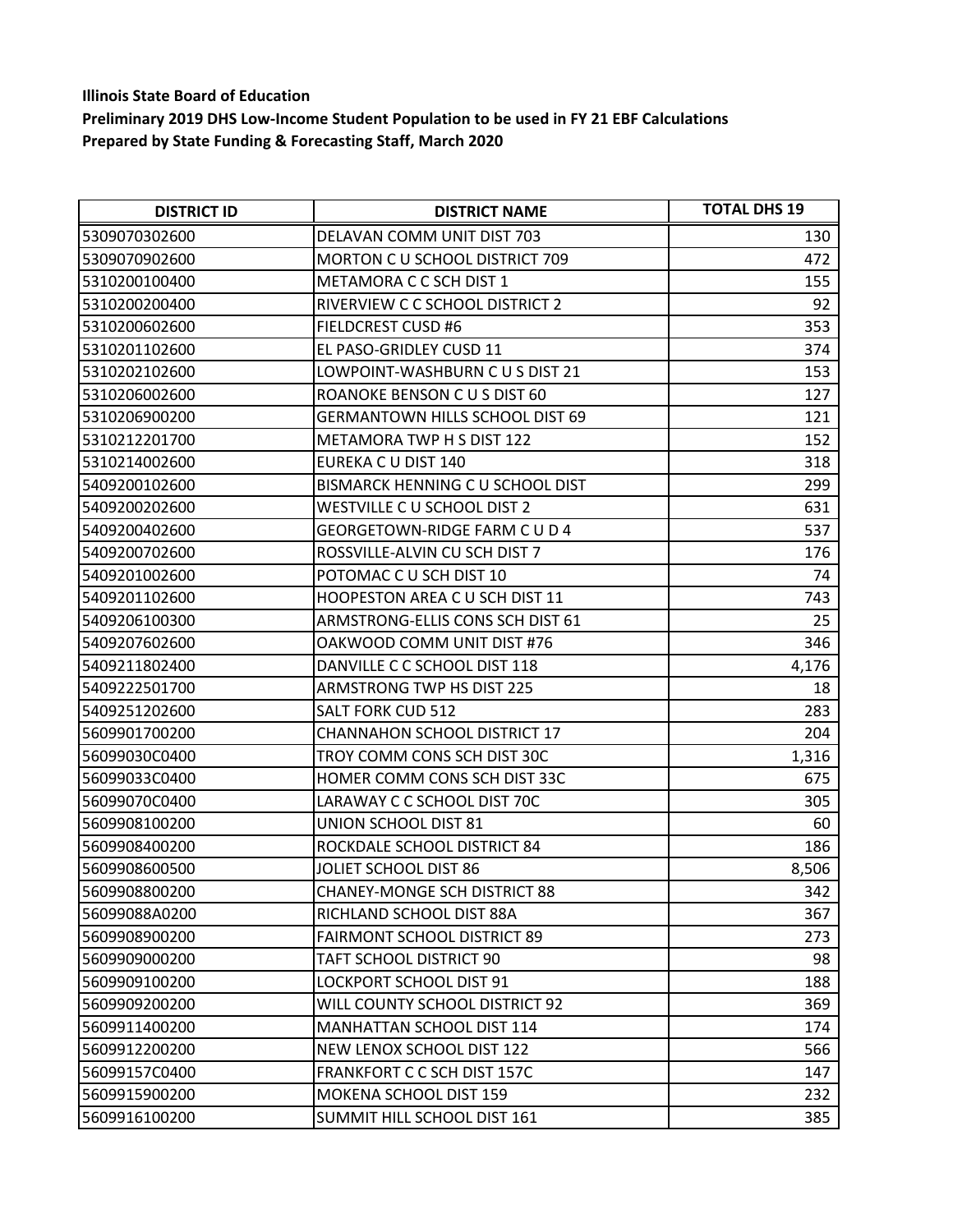**Illinois State Board of Education**
**Preliminary 2019 DHS Low-Income Student Population to be used in FY 21 EBF Calculations**
**Prepared by State Funding & Forecasting Staff, March 2020**

| DISTRICT ID | DISTRICT NAME | TOTAL DHS 19 |
|---|---|---|
| 5309070302600 | DELAVAN COMM UNIT DIST 703 | 130 |
| 5309070902600 | MORTON C U SCHOOL DISTRICT 709 | 472 |
| 5310200100400 | METAMORA C C SCH DIST 1 | 155 |
| 5310200200400 | RIVERVIEW C C SCHOOL DISTRICT 2 | 92 |
| 5310200602600 | FIELDCREST CUSD #6 | 353 |
| 5310201102600 | EL PASO-GRIDLEY CUSD 11 | 374 |
| 5310202102600 | LOWPOINT-WASHBURN C U S DIST 21 | 153 |
| 5310206002600 | ROANOKE BENSON C U S DIST 60 | 127 |
| 5310206900200 | GERMANTOWN HILLS SCHOOL DIST 69 | 121 |
| 5310212201700 | METAMORA TWP H S DIST 122 | 152 |
| 5310214002600 | EUREKA C U DIST 140 | 318 |
| 5409200102600 | BISMARCK HENNING C U SCHOOL DIST | 299 |
| 5409200202600 | WESTVILLE C U SCHOOL DIST 2 | 631 |
| 5409200402600 | GEORGETOWN-RIDGE FARM C U D 4 | 537 |
| 5409200702600 | ROSSVILLE-ALVIN CU SCH DIST 7 | 176 |
| 5409201002600 | POTOMAC C U SCH DIST 10 | 74 |
| 5409201102600 | HOOPESTON AREA C U SCH DIST 11 | 743 |
| 5409206100300 | ARMSTRONG-ELLIS CONS SCH DIST 61 | 25 |
| 5409207602600 | OAKWOOD COMM UNIT DIST #76 | 346 |
| 5409211802400 | DANVILLE C C SCHOOL DIST 118 | 4,176 |
| 5409222501700 | ARMSTRONG TWP HS DIST 225 | 18 |
| 5409251202600 | SALT FORK CUD 512 | 283 |
| 5609901700200 | CHANNAHON SCHOOL DISTRICT 17 | 204 |
| 56099030C0400 | TROY COMM CONS SCH DIST 30C | 1,316 |
| 56099033C0400 | HOMER COMM CONS SCH DIST 33C | 675 |
| 56099070C0400 | LARAWAY C C SCHOOL DIST 70C | 305 |
| 5609908100200 | UNION SCHOOL DIST 81 | 60 |
| 5609908400200 | ROCKDALE SCHOOL DISTRICT 84 | 186 |
| 5609908600500 | JOLIET SCHOOL DIST 86 | 8,506 |
| 5609908800200 | CHANEY-MONGE SCH DISTRICT 88 | 342 |
| 56099088A0200 | RICHLAND SCHOOL DIST 88A | 367 |
| 5609908900200 | FAIRMONT SCHOOL DISTRICT 89 | 273 |
| 5609909000200 | TAFT SCHOOL DISTRICT 90 | 98 |
| 5609909100200 | LOCKPORT SCHOOL DIST 91 | 188 |
| 5609909200200 | WILL COUNTY SCHOOL DISTRICT 92 | 369 |
| 5609911400200 | MANHATTAN SCHOOL DIST 114 | 174 |
| 5609912200200 | NEW LENOX SCHOOL DIST 122 | 566 |
| 56099157C0400 | FRANKFORT C C SCH DIST 157C | 147 |
| 5609915900200 | MOKENA SCHOOL DIST 159 | 232 |
| 5609916100200 | SUMMIT HILL SCHOOL DIST 161 | 385 |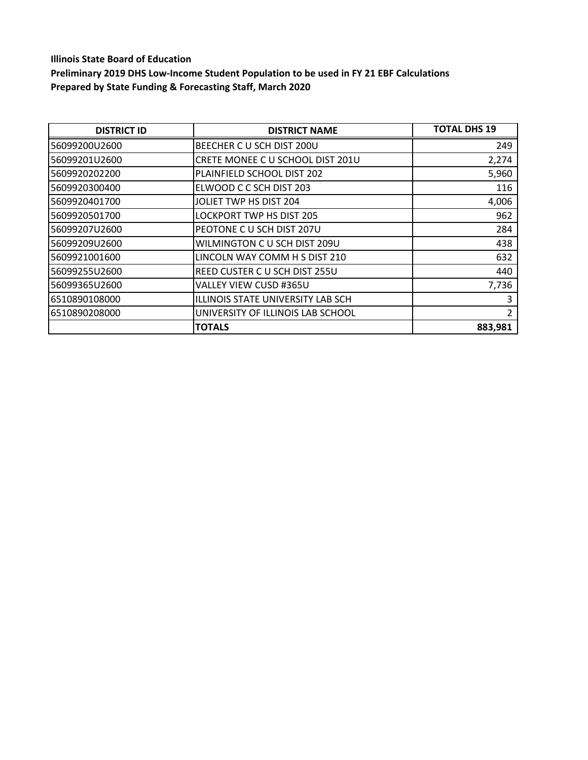**Illinois State Board of Education**
**Preliminary 2019 DHS Low-Income Student Population to be used in FY 21 EBF Calculations**
**Prepared by State Funding & Forecasting Staff, March 2020**

| DISTRICT ID | DISTRICT NAME | TOTAL DHS 19 |
|---|---|---|
| 56099200U2600 | BEECHER C U SCH DIST 200U | 249 |
| 56099201U2600 | CRETE MONEE C U SCHOOL DIST 201U | 2,274 |
| 5609920202200 | PLAINFIELD SCHOOL DIST 202 | 5,960 |
| 5609920300400 | ELWOOD C C SCH DIST 203 | 116 |
| 5609920401700 | JOLIET TWP HS DIST 204 | 4,006 |
| 5609920501700 | LOCKPORT TWP HS DIST 205 | 962 |
| 56099207U2600 | PEOTONE C U SCH DIST 207U | 284 |
| 56099209U2600 | WILMINGTON C U SCH DIST 209U | 438 |
| 5609921001600 | LINCOLN WAY COMM H S DIST 210 | 632 |
| 56099255U2600 | REED CUSTER C U SCH DIST 255U | 440 |
| 56099365U2600 | VALLEY VIEW CUSD #365U | 7,736 |
| 6510890108000 | ILLINOIS STATE UNIVERSITY LAB SCH | 3 |
| 6510890208000 | UNIVERSITY OF ILLINOIS LAB SCHOOL | 2 |
| | **TOTALS** | **883,981** |